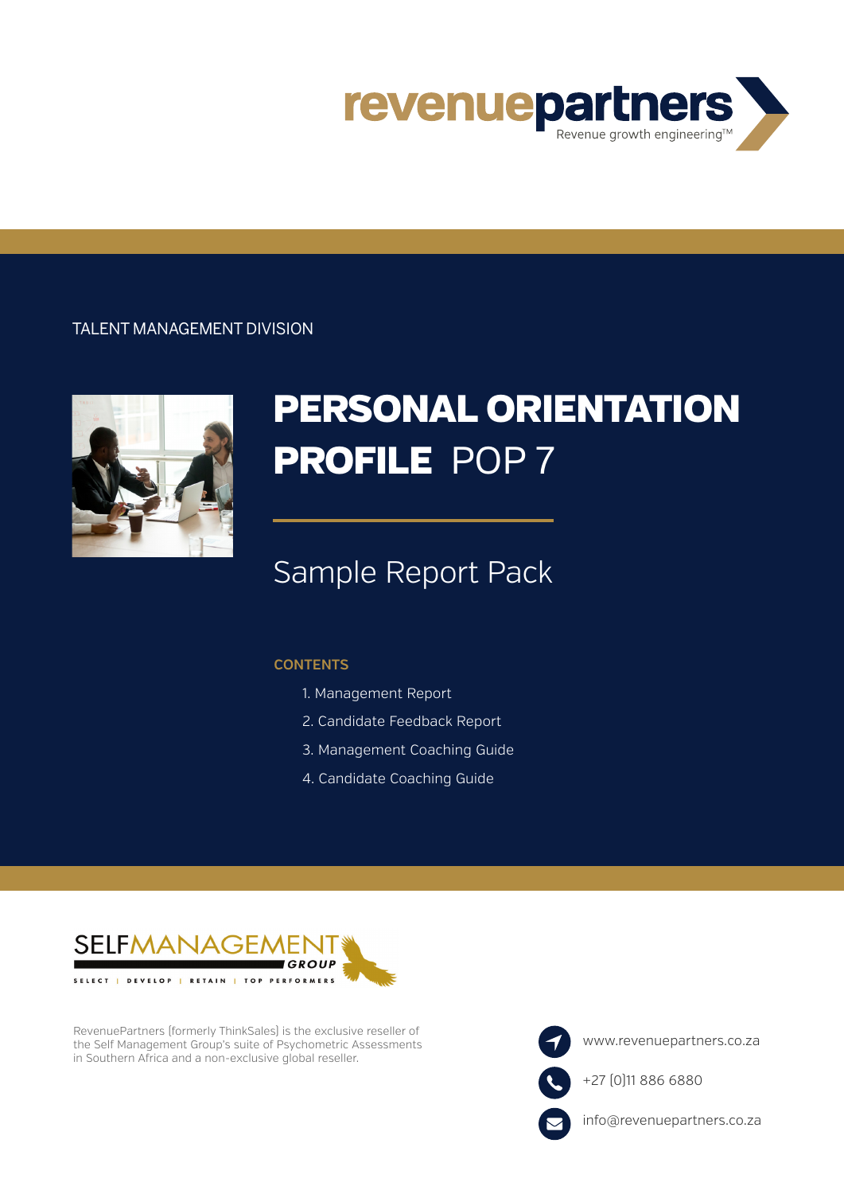revenuepartners
Revenue growth engineering™

TALENT MANAGEMENT DIVISION

# PERSONAL ORIENTATION PROFILE POP 7

## Sample Report Pack

**CONTENTS**

1. Management Report
2. Candidate Feedback Report
3. Management Coaching Guide
4. Candidate Coaching Guide

SELFMANAGEMENT GROUP

SELECT | DEVELOP | RETAIN | TOP PERFORMERS

RevenuePartners (formerly ThinkSales) is the exclusive reseller of the Self Management Group's suite of Psychometric Assessments in Southern Africa and a non-exclusive global reseller.

www.revenuepartners.co.za

+27 (0)11 886 6880

info@revenuepartners.co.za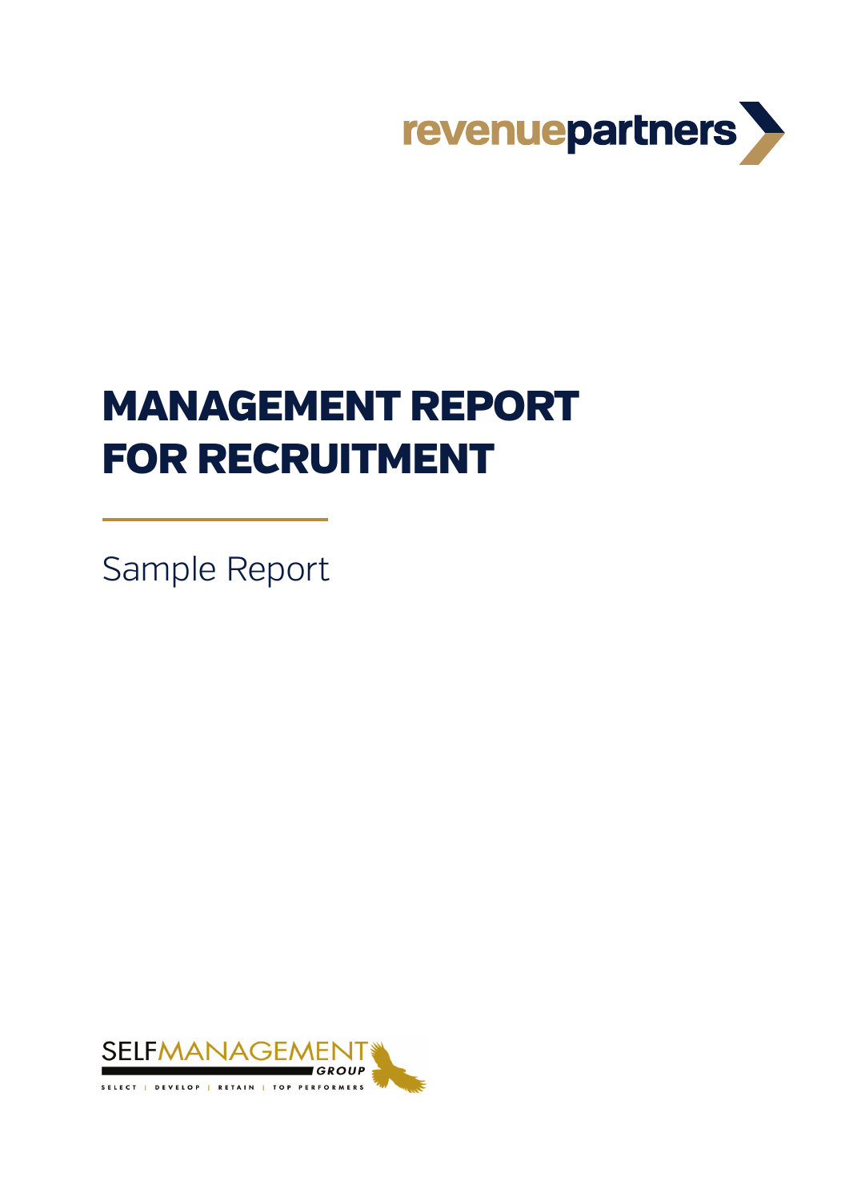revenuepartners

# MANAGEMENT REPORT FOR RECRUITMENT

Sample Report

SELFMANAGEMENT GROUP

SELECT | DEVELOP | RETAIN | TOP PERFORMERS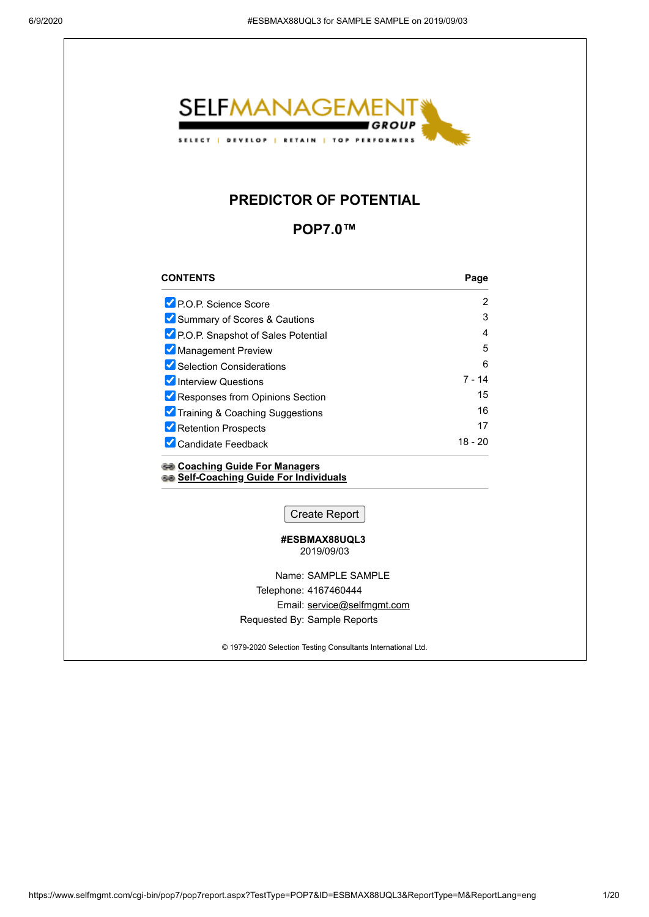SELFMANAGEMENT GROUP

SELECT | DEVELOP | RETAIN | TOP PERFORMERS

# PREDICTOR OF POTENTIAL

## POP7.0™

| CONTENTS | Page |
|---|---|
| ☑ P.O.P. Science Score | 2 |
| ☑ Summary of Scores & Cautions | 3 |
| ☑ P.O.P. Snapshot of Sales Potential | 4 |
| ☑ Management Preview | 5 |
| ☑ Selection Considerations | 6 |
| ☑ Interview Questions | 7 - 14 |
| ☑ Responses from Opinions Section | 15 |
| ☑ Training & Coaching Suggestions | 16 |
| ☑ Retention Prospects | 17 |
| ☑ Candidate Feedback | 18 - 20 |

**Coaching Guide For Managers**
**Self-Coaching Guide For Individuals**

Create Report

**#ESBMAX88UQL3**
2019/09/03

Name: SAMPLE SAMPLE
Telephone: 4167460444
Email: service@selfmgmt.com
Requested By: Sample Reports

© 1979-2020 Selection Testing Consultants International Ltd.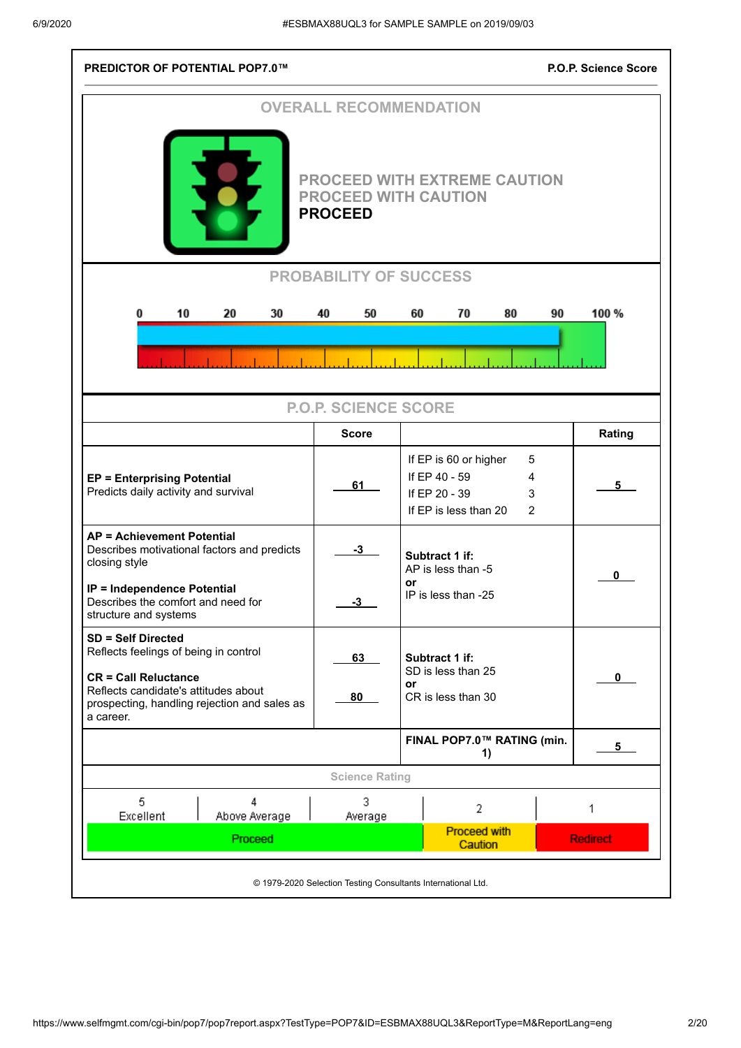**PREDICTOR OF POTENTIAL POP7.0™** — **P.O.P. Science Score**

## OVERALL RECOMMENDATION

PROCEED WITH EXTREME CAUTION
PROCEED WITH CAUTION
**PROCEED**

## PROBABILITY OF SUCCESS

0 10 20 30 40 50 60 70 80 90 100 %

## P.O.P. SCIENCE SCORE

| | Score | | Rating |
|---|---|---|---|
| **EP = Enterprising Potential**<br>Predicts daily activity and survival | 61 | If EP is 60 or higher 5<br>If EP 40 - 59 4<br>If EP 20 - 39 3<br>If EP is less than 20 2 | 5 |
| **AP = Achievement Potential**<br>Describes motivational factors and predicts closing style<br><br>**IP = Independence Potential**<br>Describes the comfort and need for structure and systems | -3<br><br>-3 | **Subtract 1 if:**<br>AP is less than -5<br>**or**<br>IP is less than -25 | 0 |
| **SD = Self Directed**<br>Reflects feelings of being in control<br><br>**CR = Call Reluctance**<br>Reflects candidate's attitudes about prospecting, handling rejection and sales as a career. | 63<br><br>80 | **Subtract 1 if:**<br>SD is less than 25<br>**or**<br>CR is less than 30 | 0 |
| | | **FINAL POP7.0™ RATING (min. 1)** | 5 |

### Science Rating

| 5 Excellent | 4 Above Average | 3 Average | 2 | 1 |
|---|---|---|---|---|
| Proceed | | | Proceed with Caution | Redirect |

© 1979-2020 Selection Testing Consultants International Ltd.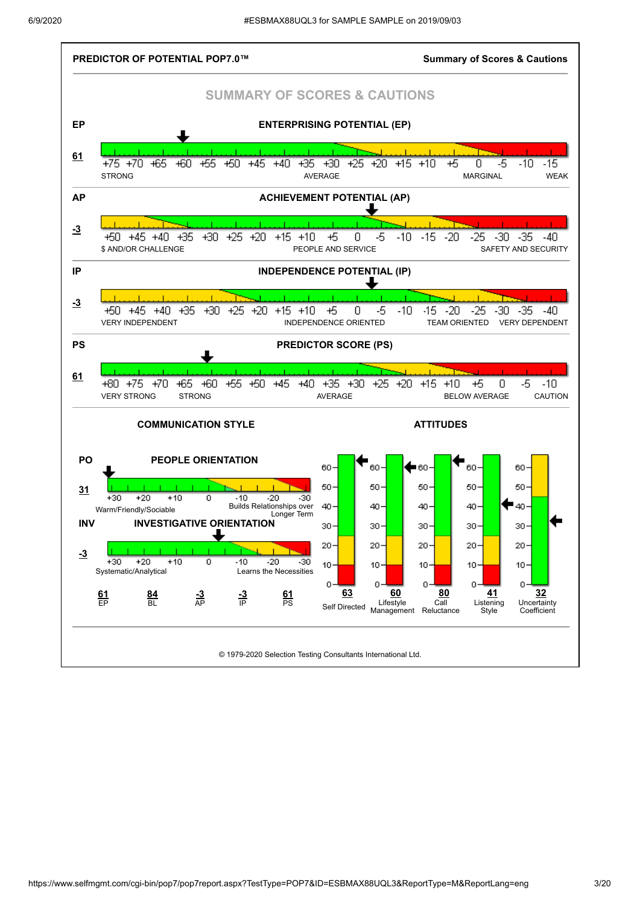**PREDICTOR OF POTENTIAL POP7.0™** — **Summary of Scores & Cautions**

## SUMMARY OF SCORES & CAUTIONS

### EP — ENTERPRISING POTENTIAL (EP)

**61**

+75 +70 +65 +60 +55 +50 +45 +40 +35 +30 +25 +20 +15 +10 +5 0 -5 -10 -15

STRONG — AVERAGE — MARGINAL — WEAK

### AP — ACHIEVEMENT POTENTIAL (AP)

**-3**

+50 +45 +40 +35 +30 +25 +20 +15 +10 +5 0 -5 -10 -15 -20 -25 -30 -35 -40

$ AND/OR CHALLENGE — PEOPLE AND SERVICE — SAFETY AND SECURITY

### IP — INDEPENDENCE POTENTIAL (IP)

**-3**

+50 +45 +40 +35 +30 +25 +20 +15 +10 +5 0 -5 -10 -15 -20 -25 -30 -35 -40

VERY INDEPENDENT — INDEPENDENCE ORIENTED — TEAM ORIENTED — VERY DEPENDENT

### PS — PREDICTOR SCORE (PS)

**61**

+80 +75 +70 +65 +60 +55 +50 +45 +40 +35 +30 +25 +20 +15 +10 +5 0 -5 -10

VERY STRONG — STRONG — AVERAGE — BELOW AVERAGE — CAUTION

### COMMUNICATION STYLE

**PO — PEOPLE ORIENTATION**

**31**

+30 +20 +10 0 -10 -20 -30

Warm/Friendly/Sociable — Builds Relationships over Longer Term

**INV — INVESTIGATIVE ORIENTATION**

**-3**

+30 +20 +10 0 -10 -20 -30

Systematic/Analytical — Learns the Necessities

| 61 | 84 | -3 | -3 | 61 |
|---|---|---|---|---|
| EP | BL | AP | IP | PS |

### ATTITUDES

| Self Directed | Lifestyle Management | Call Reluctance | Listening Style | Uncertainty Coefficient |
|---|---|---|---|---|
| 63 | 60 | 80 | 41 | 32 |

© 1979-2020 Selection Testing Consultants International Ltd.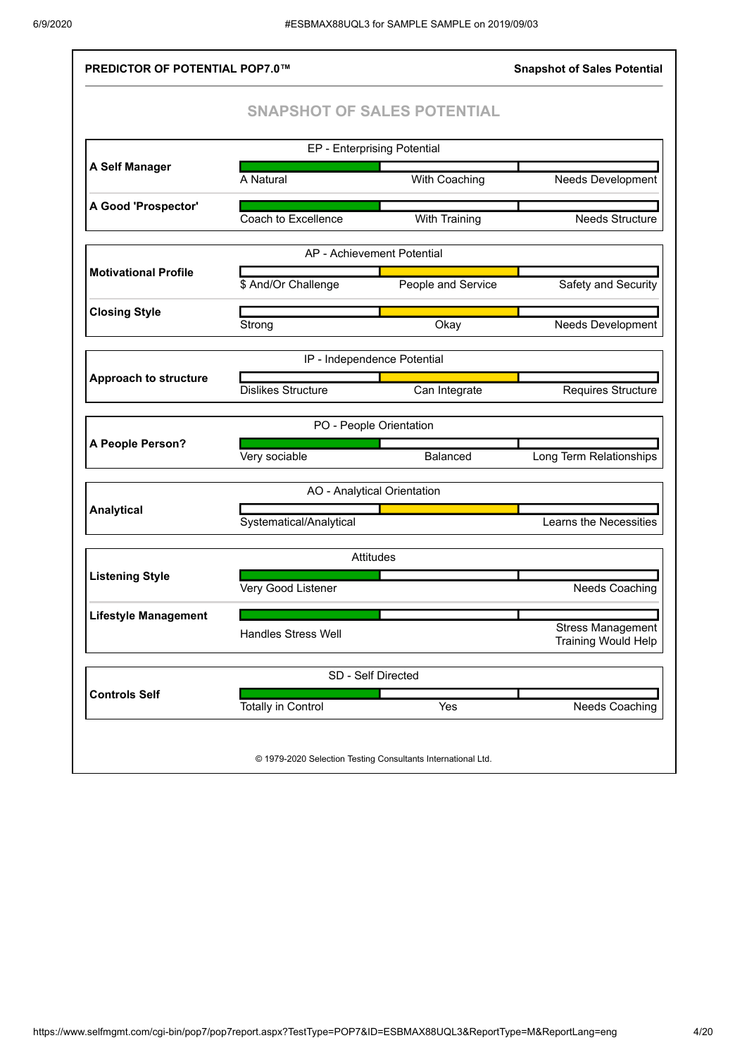**PREDICTOR OF POTENTIAL POP7.0™** — **Snapshot of Sales Potential**

## SNAPSHOT OF SALES POTENTIAL

**EP - Enterprising Potential**

| | | | |
|---|---|---|---|
| **A Self Manager** | A Natural | With Coaching | Needs Development |
| **A Good 'Prospector'** | Coach to Excellence | With Training | Needs Structure |

**AP - Achievement Potential**

| | | | |
|---|---|---|---|
| **Motivational Profile** | $ And/Or Challenge | People and Service | Safety and Security |
| **Closing Style** | Strong | Okay | Needs Development |

**IP - Independence Potential**

| | | | |
|---|---|---|---|
| **Approach to structure** | Dislikes Structure | Can Integrate | Requires Structure |

**PO - People Orientation**

| | | | |
|---|---|---|---|
| **A People Person?** | Very sociable | Balanced | Long Term Relationships |

**AO - Analytical Orientation**

| | | | |
|---|---|---|---|
| **Analytical** | Systematical/Analytical | | Learns the Necessities |

**Attitudes**

| | | | |
|---|---|---|---|
| **Listening Style** | Very Good Listener | | Needs Coaching |
| **Lifestyle Management** | Handles Stress Well | | Stress Management Training Would Help |

**SD - Self Directed**

| | | | |
|---|---|---|---|
| **Controls Self** | Totally in Control | Yes | Needs Coaching |

© 1979-2020 Selection Testing Consultants International Ltd.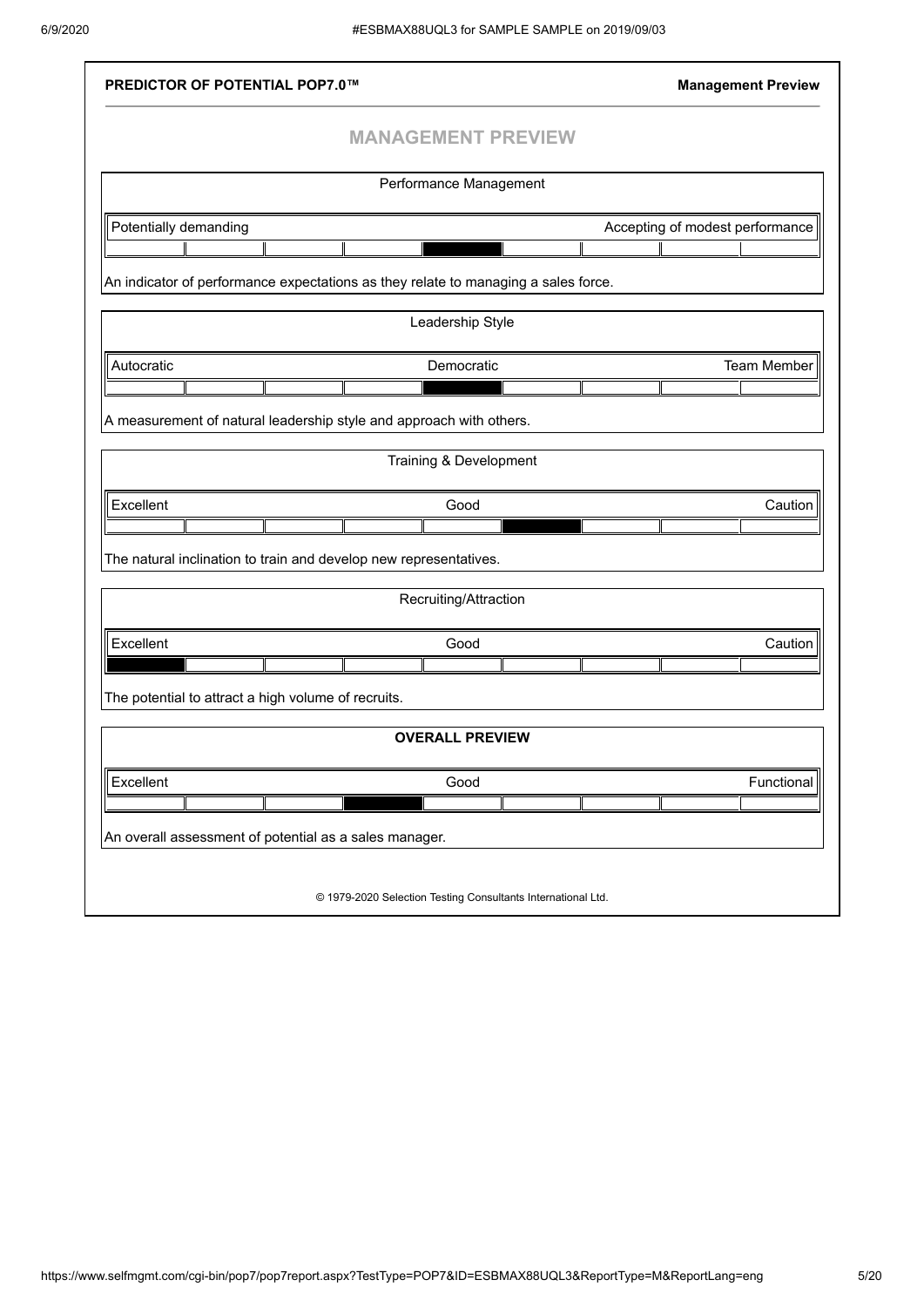# MANAGEMENT PREVIEW

## Performance Management

| Potentially demanding | | | | | | | | Accepting of modest performance |
|---|---|---|---|---|---|---|---|---|
| | | | | ■ | | | | |

An indicator of performance expectations as they relate to managing a sales force.

## Leadership Style

| Autocratic | | | | Democratic | | | | Team Member |
|---|---|---|---|---|---|---|---|---|
| | | | | ■ | | | | |

A measurement of natural leadership style and approach with others.

## Training & Development

| Excellent | | | | Good | | | | Caution |
|---|---|---|---|---|---|---|---|---|
| | | | | | ■ | | | |

The natural inclination to train and develop new representatives.

## Recruiting/Attraction

| Excellent | | | | Good | | | | Caution |
|---|---|---|---|---|---|---|---|---|
| ■ | | | | | | | | |

The potential to attract a high volume of recruits.

## OVERALL PREVIEW

| Excellent | | | | Good | | | | Functional |
|---|---|---|---|---|---|---|---|---|
| | | | ■ | | | | | |

An overall assessment of potential as a sales manager.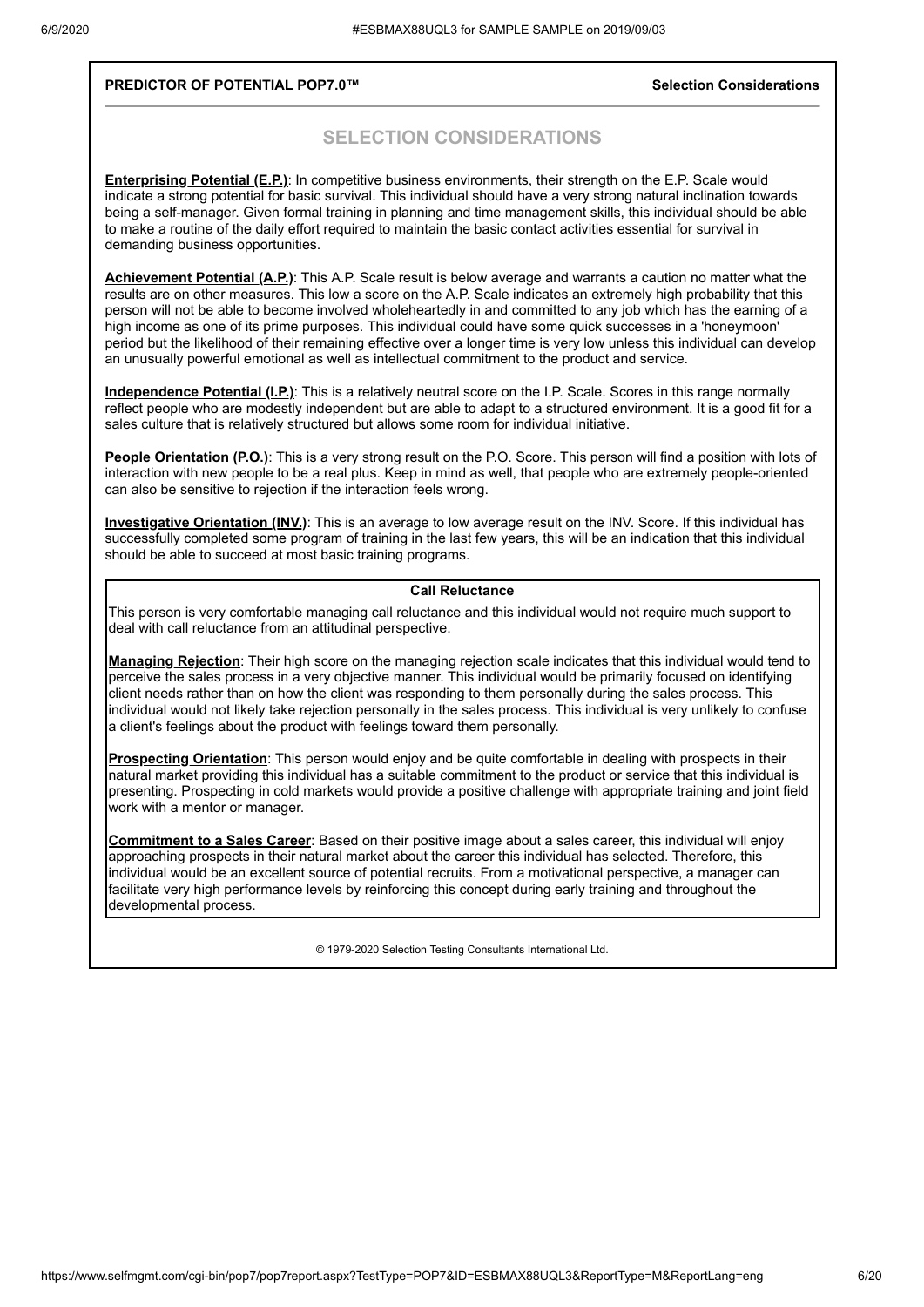**PREDICTOR OF POTENTIAL POP7.0™** **Selection Considerations**

## SELECTION CONSIDERATIONS

**Enterprising Potential (E.P.)**: In competitive business environments, their strength on the E.P. Scale would indicate a strong potential for basic survival. This individual should have a very strong natural inclination towards being a self-manager. Given formal training in planning and time management skills, this individual should be able to make a routine of the daily effort required to maintain the basic contact activities essential for survival in demanding business opportunities.

**Achievement Potential (A.P.)**: This A.P. Scale result is below average and warrants a caution no matter what the results are on other measures. This low a score on the A.P. Scale indicates an extremely high probability that this person will not be able to become involved wholeheartedly in and committed to any job which has the earning of a high income as one of its prime purposes. This individual could have some quick successes in a 'honeymoon' period but the likelihood of their remaining effective over a longer time is very low unless this individual can develop an unusually powerful emotional as well as intellectual commitment to the product and service.

**Independence Potential (I.P.)**: This is a relatively neutral score on the I.P. Scale. Scores in this range normally reflect people who are modestly independent but are able to adapt to a structured environment. It is a good fit for a sales culture that is relatively structured but allows some room for individual initiative.

**People Orientation (P.O.)**: This is a very strong result on the P.O. Score. This person will find a position with lots of interaction with new people to be a real plus. Keep in mind as well, that people who are extremely people-oriented can also be sensitive to rejection if the interaction feels wrong.

**Investigative Orientation (INV.)**: This is an average to low average result on the INV. Score. If this individual has successfully completed some program of training in the last few years, this will be an indication that this individual should be able to succeed at most basic training programs.

### Call Reluctance

This person is very comfortable managing call reluctance and this individual would not require much support to deal with call reluctance from an attitudinal perspective.

**Managing Rejection**: Their high score on the managing rejection scale indicates that this individual would tend to perceive the sales process in a very objective manner. This individual would be primarily focused on identifying client needs rather than on how the client was responding to them personally during the sales process. This individual would not likely take rejection personally in the sales process. This individual is very unlikely to confuse a client's feelings about the product with feelings toward them personally.

**Prospecting Orientation**: This person would enjoy and be quite comfortable in dealing with prospects in their natural market providing this individual has a suitable commitment to the product or service that this individual is presenting. Prospecting in cold markets would provide a positive challenge with appropriate training and joint field work with a mentor or manager.

**Commitment to a Sales Career**: Based on their positive image about a sales career, this individual will enjoy approaching prospects in their natural market about the career this individual has selected. Therefore, this individual would be an excellent source of potential recruits. From a motivational perspective, a manager can facilitate very high performance levels by reinforcing this concept during early training and throughout the developmental process.

© 1979-2020 Selection Testing Consultants International Ltd.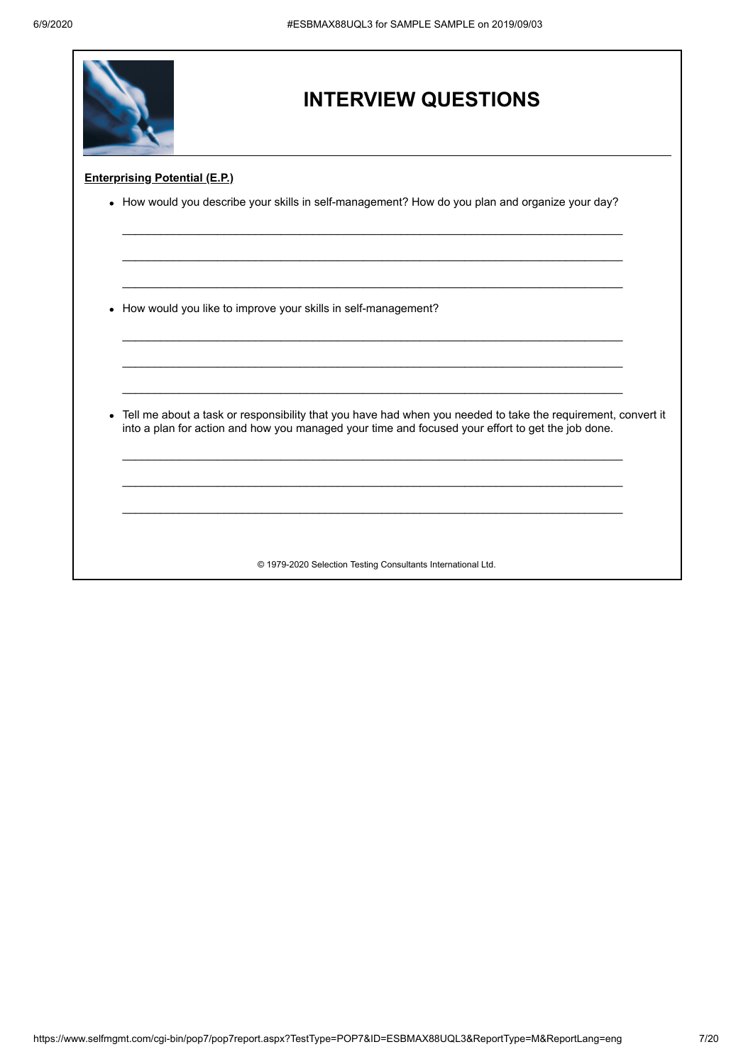# INTERVIEW QUESTIONS

**Enterprising Potential (E.P.)**

- How would you describe your skills in self-management? How do you plan and organize your day?

  ______________________________________________________________________________

  ______________________________________________________________________________

  ______________________________________________________________________________

- How would you like to improve your skills in self-management?

  ______________________________________________________________________________

  ______________________________________________________________________________

  ______________________________________________________________________________

- Tell me about a task or responsibility that you have had when you needed to take the requirement, convert it into a plan for action and how you managed your time and focused your effort to get the job done.

  ______________________________________________________________________________

  ______________________________________________________________________________

  ______________________________________________________________________________

© 1979-2020 Selection Testing Consultants International Ltd.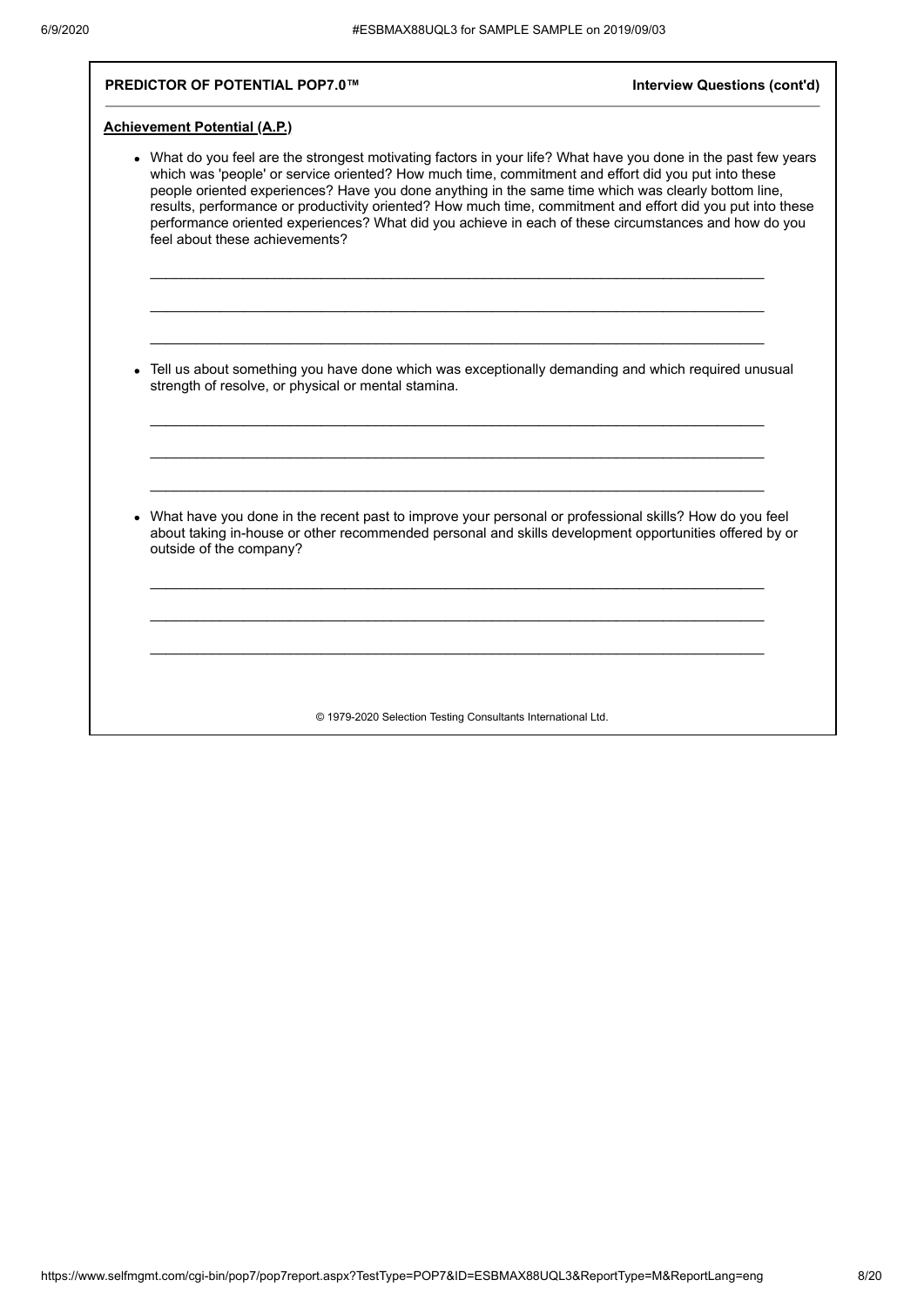**PREDICTOR OF POTENTIAL POP7.0™** — **Interview Questions (cont'd)**

## Achievement Potential (A.P.)

- What do you feel are the strongest motivating factors in your life? What have you done in the past few years which was 'people' or service oriented? How much time, commitment and effort did you put into these people oriented experiences? Have you done anything in the same time which was clearly bottom line, results, performance or productivity oriented? How much time, commitment and effort did you put into these performance oriented experiences? What did you achieve in each of these circumstances and how do you feel about these achievements?

  ______________________________________________________________________________

  ______________________________________________________________________________

  ______________________________________________________________________________

- Tell us about something you have done which was exceptionally demanding and which required unusual strength of resolve, or physical or mental stamina.

  ______________________________________________________________________________

  ______________________________________________________________________________

  ______________________________________________________________________________

- What have you done in the recent past to improve your personal or professional skills? How do you feel about taking in-house or other recommended personal and skills development opportunities offered by or outside of the company?

  ______________________________________________________________________________

  ______________________________________________________________________________

  ______________________________________________________________________________

© 1979-2020 Selection Testing Consultants International Ltd.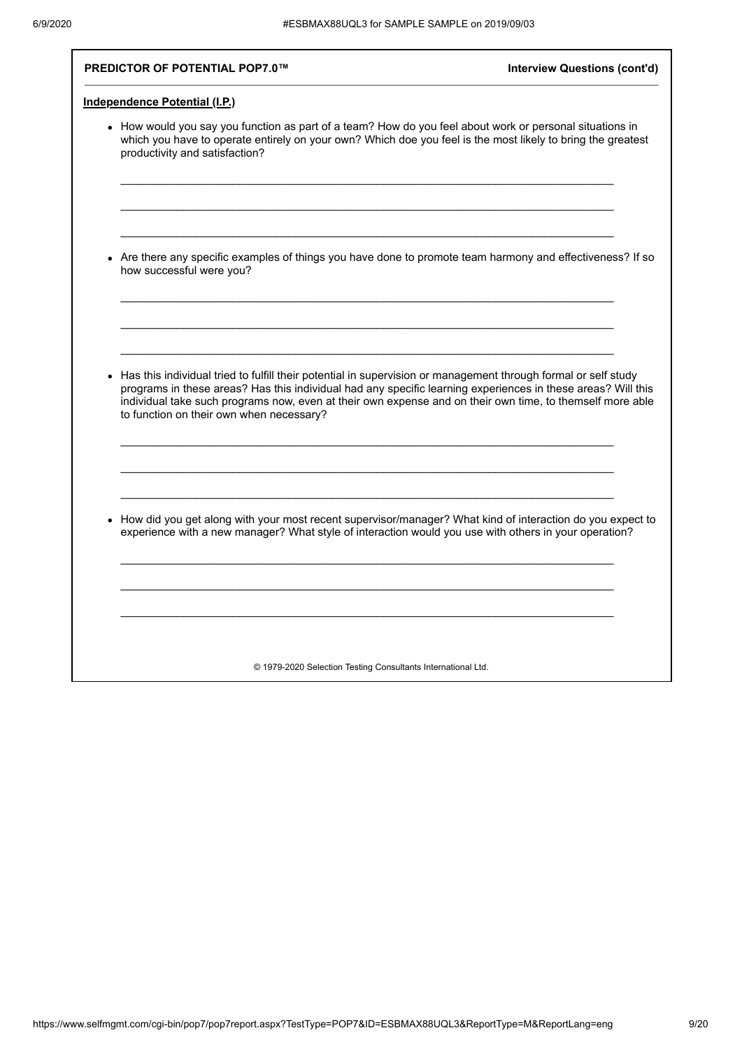**PREDICTOR OF POTENTIAL POP7.0™** **Interview Questions (cont'd)**

## Independence Potential (I.P.)

- How would you say you function as part of a team? How do you feel about work or personal situations in which you have to operate entirely on your own? Which doe you feel is the most likely to bring the greatest productivity and satisfaction?

\_\_\_\_\_\_\_\_\_\_\_\_\_\_\_\_\_\_\_\_\_\_\_\_\_\_\_\_\_\_\_\_\_\_\_\_\_\_\_\_\_\_\_\_\_\_\_\_\_\_\_\_\_\_\_\_\_\_\_\_\_\_\_\_\_\_\_\_\_\_

\_\_\_\_\_\_\_\_\_\_\_\_\_\_\_\_\_\_\_\_\_\_\_\_\_\_\_\_\_\_\_\_\_\_\_\_\_\_\_\_\_\_\_\_\_\_\_\_\_\_\_\_\_\_\_\_\_\_\_\_\_\_\_\_\_\_\_\_\_\_

\_\_\_\_\_\_\_\_\_\_\_\_\_\_\_\_\_\_\_\_\_\_\_\_\_\_\_\_\_\_\_\_\_\_\_\_\_\_\_\_\_\_\_\_\_\_\_\_\_\_\_\_\_\_\_\_\_\_\_\_\_\_\_\_\_\_\_\_\_\_

- Are there any specific examples of things you have done to promote team harmony and effectiveness? If so how successful were you?

\_\_\_\_\_\_\_\_\_\_\_\_\_\_\_\_\_\_\_\_\_\_\_\_\_\_\_\_\_\_\_\_\_\_\_\_\_\_\_\_\_\_\_\_\_\_\_\_\_\_\_\_\_\_\_\_\_\_\_\_\_\_\_\_\_\_\_\_\_\_

\_\_\_\_\_\_\_\_\_\_\_\_\_\_\_\_\_\_\_\_\_\_\_\_\_\_\_\_\_\_\_\_\_\_\_\_\_\_\_\_\_\_\_\_\_\_\_\_\_\_\_\_\_\_\_\_\_\_\_\_\_\_\_\_\_\_\_\_\_\_

\_\_\_\_\_\_\_\_\_\_\_\_\_\_\_\_\_\_\_\_\_\_\_\_\_\_\_\_\_\_\_\_\_\_\_\_\_\_\_\_\_\_\_\_\_\_\_\_\_\_\_\_\_\_\_\_\_\_\_\_\_\_\_\_\_\_\_\_\_\_

- Has this individual tried to fulfill their potential in supervision or management through formal or self study programs in these areas? Has this individual had any specific learning experiences in these areas? Will this individual take such programs now, even at their own expense and on their own time, to themself more able to function on their own when necessary?

\_\_\_\_\_\_\_\_\_\_\_\_\_\_\_\_\_\_\_\_\_\_\_\_\_\_\_\_\_\_\_\_\_\_\_\_\_\_\_\_\_\_\_\_\_\_\_\_\_\_\_\_\_\_\_\_\_\_\_\_\_\_\_\_\_\_\_\_\_\_

\_\_\_\_\_\_\_\_\_\_\_\_\_\_\_\_\_\_\_\_\_\_\_\_\_\_\_\_\_\_\_\_\_\_\_\_\_\_\_\_\_\_\_\_\_\_\_\_\_\_\_\_\_\_\_\_\_\_\_\_\_\_\_\_\_\_\_\_\_\_

\_\_\_\_\_\_\_\_\_\_\_\_\_\_\_\_\_\_\_\_\_\_\_\_\_\_\_\_\_\_\_\_\_\_\_\_\_\_\_\_\_\_\_\_\_\_\_\_\_\_\_\_\_\_\_\_\_\_\_\_\_\_\_\_\_\_\_\_\_\_

- How did you get along with your most recent supervisor/manager? What kind of interaction do you expect to experience with a new manager? What style of interaction would you use with others in your operation?

\_\_\_\_\_\_\_\_\_\_\_\_\_\_\_\_\_\_\_\_\_\_\_\_\_\_\_\_\_\_\_\_\_\_\_\_\_\_\_\_\_\_\_\_\_\_\_\_\_\_\_\_\_\_\_\_\_\_\_\_\_\_\_\_\_\_\_\_\_\_

\_\_\_\_\_\_\_\_\_\_\_\_\_\_\_\_\_\_\_\_\_\_\_\_\_\_\_\_\_\_\_\_\_\_\_\_\_\_\_\_\_\_\_\_\_\_\_\_\_\_\_\_\_\_\_\_\_\_\_\_\_\_\_\_\_\_\_\_\_\_

\_\_\_\_\_\_\_\_\_\_\_\_\_\_\_\_\_\_\_\_\_\_\_\_\_\_\_\_\_\_\_\_\_\_\_\_\_\_\_\_\_\_\_\_\_\_\_\_\_\_\_\_\_\_\_\_\_\_\_\_\_\_\_\_\_\_\_\_\_\_

© 1979-2020 Selection Testing Consultants International Ltd.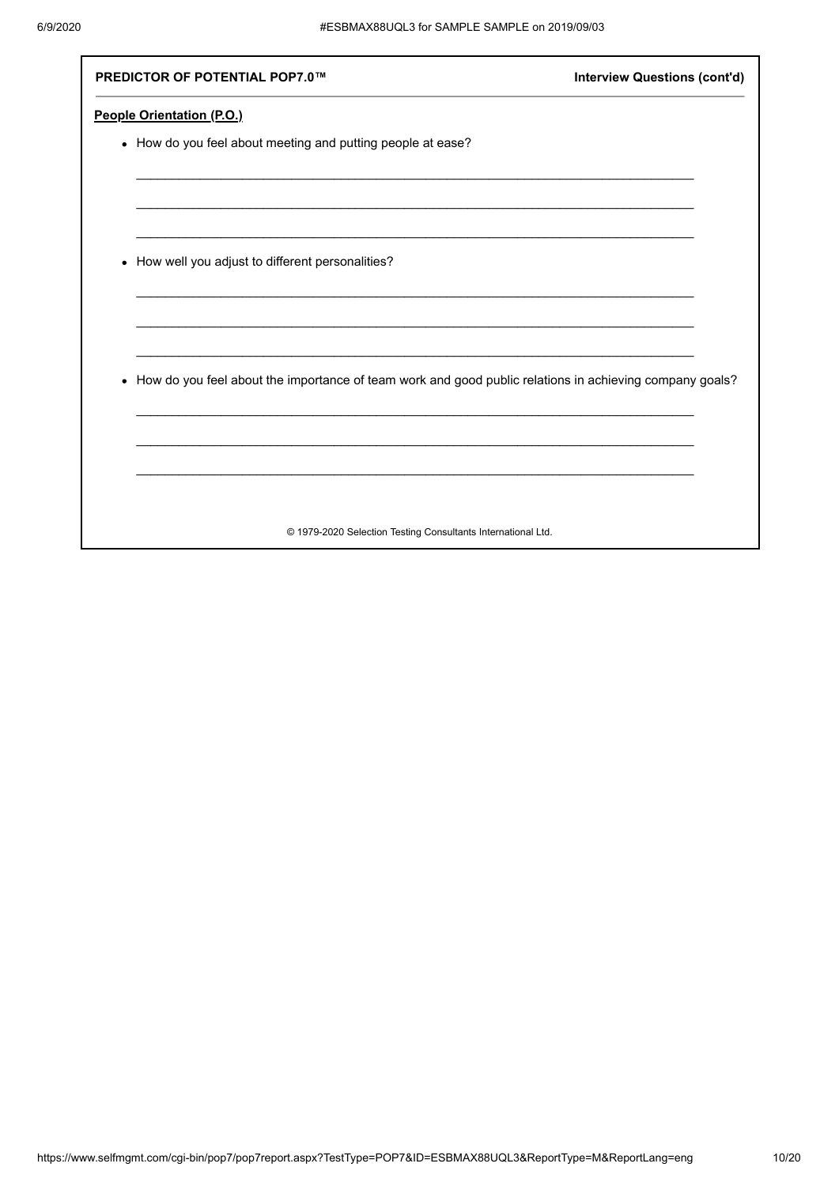**PREDICTOR OF POTENTIAL POP7.0™** — **Interview Questions (cont'd)**

**People Orientation (P.O.)**

- How do you feel about meeting and putting people at ease?

\_\_\_\_\_\_\_\_\_\_\_\_\_\_\_\_\_\_\_\_\_\_\_\_\_\_\_\_\_\_\_\_\_\_\_\_\_\_\_\_\_\_\_\_\_\_\_\_\_\_\_\_\_\_\_\_\_\_\_\_\_\_\_\_\_\_\_\_\_\_\_\_\_\_\_\_\_\_

\_\_\_\_\_\_\_\_\_\_\_\_\_\_\_\_\_\_\_\_\_\_\_\_\_\_\_\_\_\_\_\_\_\_\_\_\_\_\_\_\_\_\_\_\_\_\_\_\_\_\_\_\_\_\_\_\_\_\_\_\_\_\_\_\_\_\_\_\_\_\_\_\_\_\_\_\_\_

\_\_\_\_\_\_\_\_\_\_\_\_\_\_\_\_\_\_\_\_\_\_\_\_\_\_\_\_\_\_\_\_\_\_\_\_\_\_\_\_\_\_\_\_\_\_\_\_\_\_\_\_\_\_\_\_\_\_\_\_\_\_\_\_\_\_\_\_\_\_\_\_\_\_\_\_\_\_

- How well you adjust to different personalities?

\_\_\_\_\_\_\_\_\_\_\_\_\_\_\_\_\_\_\_\_\_\_\_\_\_\_\_\_\_\_\_\_\_\_\_\_\_\_\_\_\_\_\_\_\_\_\_\_\_\_\_\_\_\_\_\_\_\_\_\_\_\_\_\_\_\_\_\_\_\_\_\_\_\_\_\_\_\_

\_\_\_\_\_\_\_\_\_\_\_\_\_\_\_\_\_\_\_\_\_\_\_\_\_\_\_\_\_\_\_\_\_\_\_\_\_\_\_\_\_\_\_\_\_\_\_\_\_\_\_\_\_\_\_\_\_\_\_\_\_\_\_\_\_\_\_\_\_\_\_\_\_\_\_\_\_\_

\_\_\_\_\_\_\_\_\_\_\_\_\_\_\_\_\_\_\_\_\_\_\_\_\_\_\_\_\_\_\_\_\_\_\_\_\_\_\_\_\_\_\_\_\_\_\_\_\_\_\_\_\_\_\_\_\_\_\_\_\_\_\_\_\_\_\_\_\_\_\_\_\_\_\_\_\_\_

- How do you feel about the importance of team work and good public relations in achieving company goals?

\_\_\_\_\_\_\_\_\_\_\_\_\_\_\_\_\_\_\_\_\_\_\_\_\_\_\_\_\_\_\_\_\_\_\_\_\_\_\_\_\_\_\_\_\_\_\_\_\_\_\_\_\_\_\_\_\_\_\_\_\_\_\_\_\_\_\_\_\_\_\_\_\_\_\_\_\_\_

\_\_\_\_\_\_\_\_\_\_\_\_\_\_\_\_\_\_\_\_\_\_\_\_\_\_\_\_\_\_\_\_\_\_\_\_\_\_\_\_\_\_\_\_\_\_\_\_\_\_\_\_\_\_\_\_\_\_\_\_\_\_\_\_\_\_\_\_\_\_\_\_\_\_\_\_\_\_

\_\_\_\_\_\_\_\_\_\_\_\_\_\_\_\_\_\_\_\_\_\_\_\_\_\_\_\_\_\_\_\_\_\_\_\_\_\_\_\_\_\_\_\_\_\_\_\_\_\_\_\_\_\_\_\_\_\_\_\_\_\_\_\_\_\_\_\_\_\_\_\_\_\_\_\_\_\_

© 1979-2020 Selection Testing Consultants International Ltd.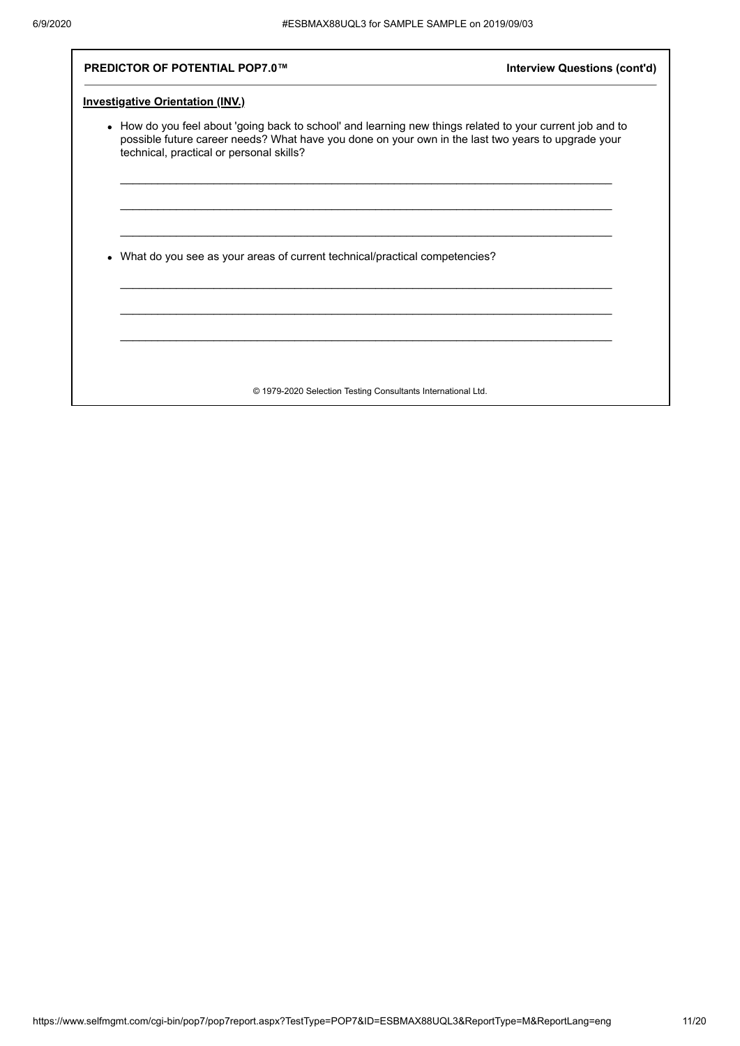**PREDICTOR OF POTENTIAL POP7.0™** **Interview Questions (cont'd)**

**Investigative Orientation (INV.)**

- How do you feel about 'going back to school' and learning new things related to your current job and to possible future career needs? What have you done on your own in the last two years to upgrade your technical, practical or personal skills?

  ______________________________________________________________________________

  ______________________________________________________________________________

  ______________________________________________________________________________

- What do you see as your areas of current technical/practical competencies?

  ______________________________________________________________________________

  ______________________________________________________________________________

  ______________________________________________________________________________

© 1979-2020 Selection Testing Consultants International Ltd.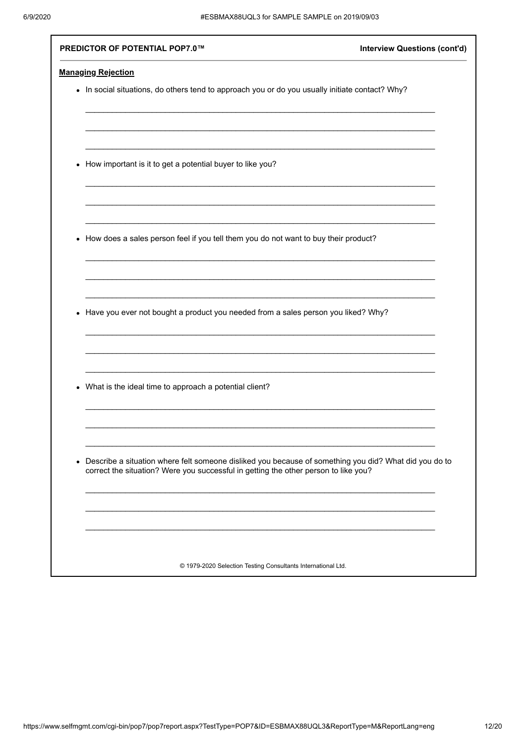**PREDICTOR OF POTENTIAL POP7.0™** — **Interview Questions (cont'd)**

## Managing Rejection

- In social situations, do others tend to approach you or do you usually initiate contact? Why?

  ______________________________________________________________________________

  ______________________________________________________________________________

  ______________________________________________________________________________

- How important is it to get a potential buyer to like you?

  ______________________________________________________________________________

  ______________________________________________________________________________

  ______________________________________________________________________________

- How does a sales person feel if you tell them you do not want to buy their product?

  ______________________________________________________________________________

  ______________________________________________________________________________

  ______________________________________________________________________________

- Have you ever not bought a product you needed from a sales person you liked? Why?

  ______________________________________________________________________________

  ______________________________________________________________________________

  ______________________________________________________________________________

- What is the ideal time to approach a potential client?

  ______________________________________________________________________________

  ______________________________________________________________________________

  ______________________________________________________________________________

- Describe a situation where felt someone disliked you because of something you did? What did you do to correct the situation? Were you successful in getting the other person to like you?

  ______________________________________________________________________________

  ______________________________________________________________________________

  ______________________________________________________________________________

© 1979-2020 Selection Testing Consultants International Ltd.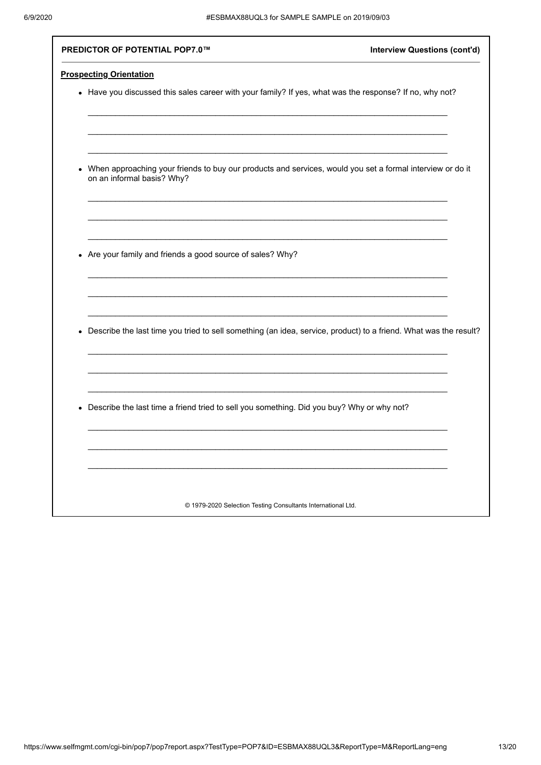**PREDICTOR OF POTENTIAL POP7.0™** **Interview Questions (cont'd)**

**Prospecting Orientation**

- Have you discussed this sales career with your family? If yes, what was the response? If no, why not?

  ______________________________________________________________________________

  ______________________________________________________________________________

  ______________________________________________________________________________

- When approaching your friends to buy our products and services, would you set a formal interview or do it on an informal basis? Why?

  ______________________________________________________________________________

  ______________________________________________________________________________

  ______________________________________________________________________________

- Are your family and friends a good source of sales? Why?

  ______________________________________________________________________________

  ______________________________________________________________________________

  ______________________________________________________________________________

- Describe the last time you tried to sell something (an idea, service, product) to a friend. What was the result?

  ______________________________________________________________________________

  ______________________________________________________________________________

  ______________________________________________________________________________

- Describe the last time a friend tried to sell you something. Did you buy? Why or why not?

  ______________________________________________________________________________

  ______________________________________________________________________________

  ______________________________________________________________________________

© 1979-2020 Selection Testing Consultants International Ltd.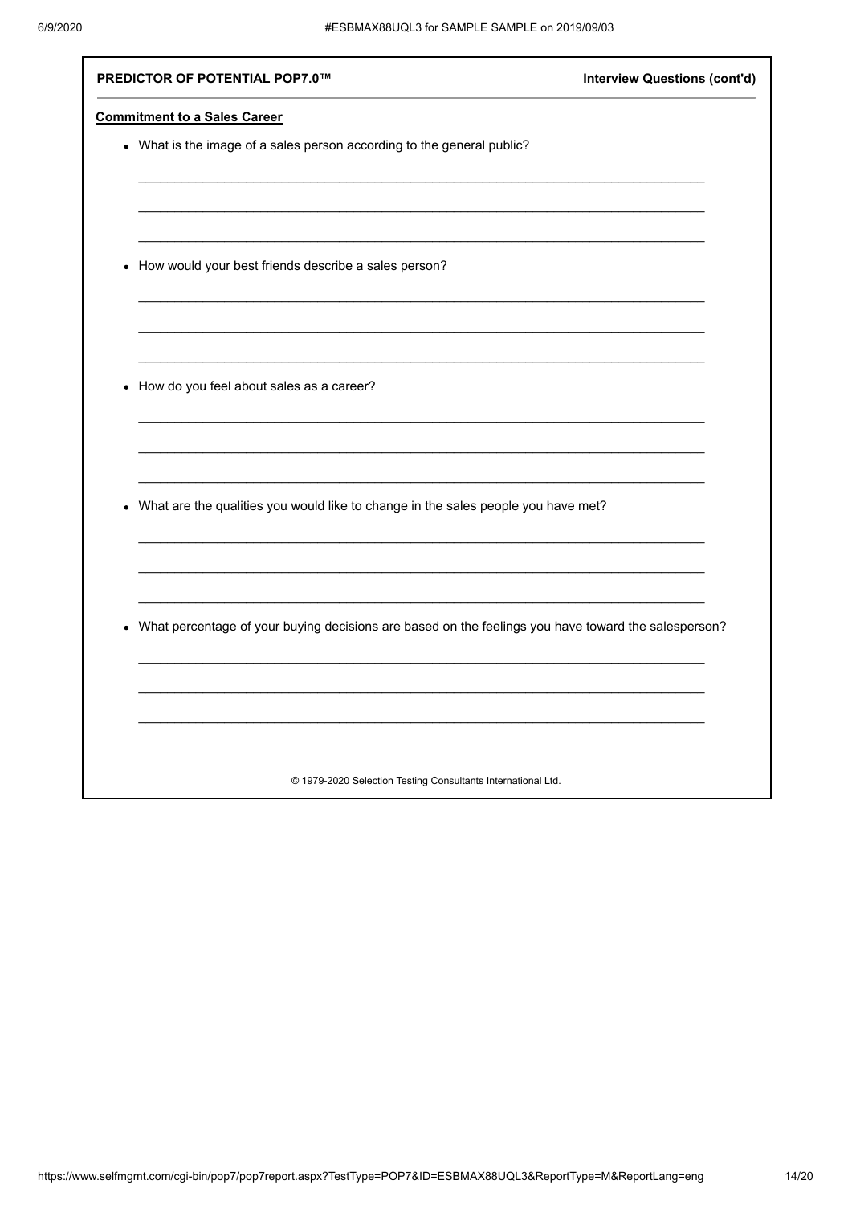**PREDICTOR OF POTENTIAL POP7.0™** | **Interview Questions (cont'd)**

**Commitment to a Sales Career**

- What is the image of a sales person according to the general public?

\_\_\_\_\_\_\_\_\_\_\_\_\_\_\_\_\_\_\_\_\_\_\_\_\_\_\_\_\_\_\_\_\_\_\_\_\_\_\_\_\_\_\_\_\_\_\_\_\_\_\_\_\_\_\_\_\_\_\_\_\_\_\_\_\_\_\_\_\_\_\_\_\_\_\_\_

\_\_\_\_\_\_\_\_\_\_\_\_\_\_\_\_\_\_\_\_\_\_\_\_\_\_\_\_\_\_\_\_\_\_\_\_\_\_\_\_\_\_\_\_\_\_\_\_\_\_\_\_\_\_\_\_\_\_\_\_\_\_\_\_\_\_\_\_\_\_\_\_\_\_\_\_

\_\_\_\_\_\_\_\_\_\_\_\_\_\_\_\_\_\_\_\_\_\_\_\_\_\_\_\_\_\_\_\_\_\_\_\_\_\_\_\_\_\_\_\_\_\_\_\_\_\_\_\_\_\_\_\_\_\_\_\_\_\_\_\_\_\_\_\_\_\_\_\_\_\_\_\_

- How would your best friends describe a sales person?

\_\_\_\_\_\_\_\_\_\_\_\_\_\_\_\_\_\_\_\_\_\_\_\_\_\_\_\_\_\_\_\_\_\_\_\_\_\_\_\_\_\_\_\_\_\_\_\_\_\_\_\_\_\_\_\_\_\_\_\_\_\_\_\_\_\_\_\_\_\_\_\_\_\_\_\_

\_\_\_\_\_\_\_\_\_\_\_\_\_\_\_\_\_\_\_\_\_\_\_\_\_\_\_\_\_\_\_\_\_\_\_\_\_\_\_\_\_\_\_\_\_\_\_\_\_\_\_\_\_\_\_\_\_\_\_\_\_\_\_\_\_\_\_\_\_\_\_\_\_\_\_\_

\_\_\_\_\_\_\_\_\_\_\_\_\_\_\_\_\_\_\_\_\_\_\_\_\_\_\_\_\_\_\_\_\_\_\_\_\_\_\_\_\_\_\_\_\_\_\_\_\_\_\_\_\_\_\_\_\_\_\_\_\_\_\_\_\_\_\_\_\_\_\_\_\_\_\_\_

- How do you feel about sales as a career?

\_\_\_\_\_\_\_\_\_\_\_\_\_\_\_\_\_\_\_\_\_\_\_\_\_\_\_\_\_\_\_\_\_\_\_\_\_\_\_\_\_\_\_\_\_\_\_\_\_\_\_\_\_\_\_\_\_\_\_\_\_\_\_\_\_\_\_\_\_\_\_\_\_\_\_\_

\_\_\_\_\_\_\_\_\_\_\_\_\_\_\_\_\_\_\_\_\_\_\_\_\_\_\_\_\_\_\_\_\_\_\_\_\_\_\_\_\_\_\_\_\_\_\_\_\_\_\_\_\_\_\_\_\_\_\_\_\_\_\_\_\_\_\_\_\_\_\_\_\_\_\_\_

\_\_\_\_\_\_\_\_\_\_\_\_\_\_\_\_\_\_\_\_\_\_\_\_\_\_\_\_\_\_\_\_\_\_\_\_\_\_\_\_\_\_\_\_\_\_\_\_\_\_\_\_\_\_\_\_\_\_\_\_\_\_\_\_\_\_\_\_\_\_\_\_\_\_\_\_

- What are the qualities you would like to change in the sales people you have met?

\_\_\_\_\_\_\_\_\_\_\_\_\_\_\_\_\_\_\_\_\_\_\_\_\_\_\_\_\_\_\_\_\_\_\_\_\_\_\_\_\_\_\_\_\_\_\_\_\_\_\_\_\_\_\_\_\_\_\_\_\_\_\_\_\_\_\_\_\_\_\_\_\_\_\_\_

\_\_\_\_\_\_\_\_\_\_\_\_\_\_\_\_\_\_\_\_\_\_\_\_\_\_\_\_\_\_\_\_\_\_\_\_\_\_\_\_\_\_\_\_\_\_\_\_\_\_\_\_\_\_\_\_\_\_\_\_\_\_\_\_\_\_\_\_\_\_\_\_\_\_\_\_

\_\_\_\_\_\_\_\_\_\_\_\_\_\_\_\_\_\_\_\_\_\_\_\_\_\_\_\_\_\_\_\_\_\_\_\_\_\_\_\_\_\_\_\_\_\_\_\_\_\_\_\_\_\_\_\_\_\_\_\_\_\_\_\_\_\_\_\_\_\_\_\_\_\_\_\_

- What percentage of your buying decisions are based on the feelings you have toward the salesperson?

\_\_\_\_\_\_\_\_\_\_\_\_\_\_\_\_\_\_\_\_\_\_\_\_\_\_\_\_\_\_\_\_\_\_\_\_\_\_\_\_\_\_\_\_\_\_\_\_\_\_\_\_\_\_\_\_\_\_\_\_\_\_\_\_\_\_\_\_\_\_\_\_\_\_\_\_

\_\_\_\_\_\_\_\_\_\_\_\_\_\_\_\_\_\_\_\_\_\_\_\_\_\_\_\_\_\_\_\_\_\_\_\_\_\_\_\_\_\_\_\_\_\_\_\_\_\_\_\_\_\_\_\_\_\_\_\_\_\_\_\_\_\_\_\_\_\_\_\_\_\_\_\_

\_\_\_\_\_\_\_\_\_\_\_\_\_\_\_\_\_\_\_\_\_\_\_\_\_\_\_\_\_\_\_\_\_\_\_\_\_\_\_\_\_\_\_\_\_\_\_\_\_\_\_\_\_\_\_\_\_\_\_\_\_\_\_\_\_\_\_\_\_\_\_\_\_\_\_\_

© 1979-2020 Selection Testing Consultants International Ltd.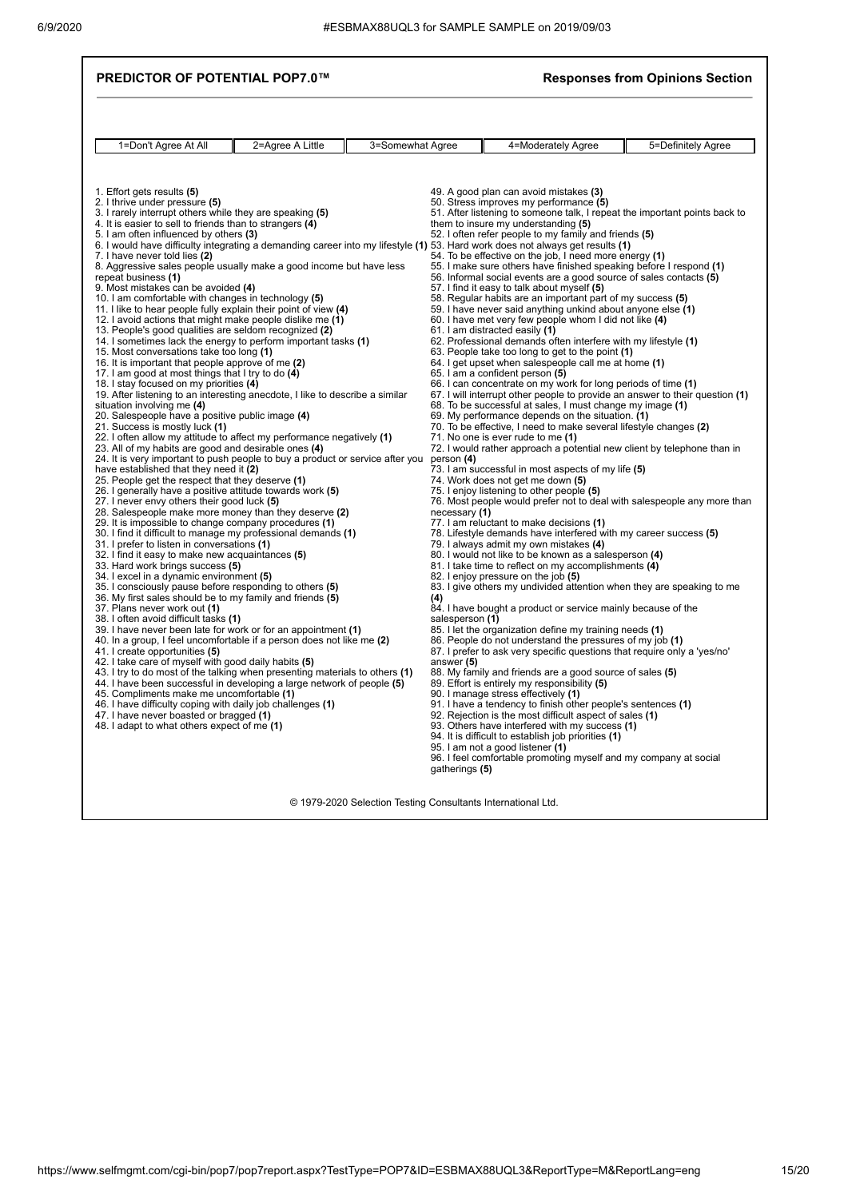**PREDICTOR OF POTENTIAL POP7.0™** **Responses from Opinions Section**

| 1=Don't Agree At All | 2=Agree A Little | 3=Somewhat Agree | 4=Moderately Agree | 5=Definitely Agree |
|---|---|---|---|---|

1. Effort gets results **(5)**
2. I thrive under pressure **(5)**
3. I rarely interrupt others while they are speaking **(5)**
4. It is easier to sell to friends than to strangers **(4)**
5. I am often influenced by others **(3)**
6. I would have difficulty integrating a demanding career into my lifestyle **(1)**
7. I have never told lies **(2)**
8. Aggressive sales people usually make a good income but have less repeat business **(1)**
9. Most mistakes can be avoided **(4)**
10. I am comfortable with changes in technology **(5)**
11. I like to hear people fully explain their point of view **(4)**
12. I avoid actions that might make people dislike me **(1)**
13. People's good qualities are seldom recognized **(2)**
14. I sometimes lack the energy to perform important tasks **(1)**
15. Most conversations take too long **(1)**
16. It is important that people approve of me **(2)**
17. I am good at most things that I try to do **(4)**
18. I stay focused on my priorities **(4)**
19. After listening to an interesting anecdote, I like to describe a similar situation involving me **(4)**
20. Salespeople have a positive public image **(4)**
21. Success is mostly luck **(1)**
22. I often allow my attitude to affect my performance negatively **(1)**
23. All of my habits are good and desirable ones **(4)**
24. It is very important to push people to buy a product or service after you have established that they need it **(2)**
25. People get the respect that they deserve **(1)**
26. I generally have a positive attitude towards work **(5)**
27. I never envy others their good luck **(5)**
28. Salespeople make more money than they deserve **(2)**
29. It is impossible to change company procedures **(1)**
30. I find it difficult to manage my professional demands **(1)**
31. I prefer to listen in conversations **(1)**
32. I find it easy to make new acquaintances **(5)**
33. Hard work brings success **(5)**
34. I excel in a dynamic environment **(5)**
35. I consciously pause before responding to others **(5)**
36. My first sales should be to my family and friends **(5)**
37. Plans never work out **(1)**
38. I often avoid difficult tasks **(1)**
39. I have never been late for work or for an appointment **(1)**
40. In a group, I feel uncomfortable if a person does not like me **(2)**
41. I create opportunities **(5)**
42. I take care of myself with good daily habits **(5)**
43. I try to do most of the talking when presenting materials to others **(1)**
44. I have been successful in developing a large network of people **(5)**
45. Compliments make me uncomfortable **(1)**
46. I have difficulty coping with daily job challenges **(1)**
47. I have never boasted or bragged **(1)**
48. I adapt to what others expect of me **(1)**
49. A good plan can avoid mistakes **(3)**
50. Stress improves my performance **(5)**
51. After listening to someone talk, I repeat the important points back to them to insure my understanding **(5)**
52. I often refer people to my family and friends **(5)**
53. Hard work does not always get results **(1)**
54. To be effective on the job, I need more energy **(1)**
55. I make sure others have finished speaking before I respond **(1)**
56. Informal social events are a good source of sales contacts **(5)**
57. I find it easy to talk about myself **(5)**
58. Regular habits are an important part of my success **(5)**
59. I have never said anything unkind about anyone else **(1)**
60. I have met very few people whom I did not like **(4)**
61. I am distracted easily **(1)**
62. Professional demands often interfere with my lifestyle **(1)**
63. People take too long to get to the point **(1)**
64. I get upset when salespeople call me at home **(1)**
65. I am a confident person **(5)**
66. I can concentrate on my work for long periods of time **(1)**
67. I will interrupt other people to provide an answer to their question **(1)**
68. To be successful at sales, I must change my image **(1)**
69. My performance depends on the situation. **(1)**
70. To be effective, I need to make several lifestyle changes **(2)**
71. No one is ever rude to me **(1)**
72. I would rather approach a potential new client by telephone than in person **(4)**
73. I am successful in most aspects of my life **(5)**
74. Work does not get me down **(5)**
75. I enjoy listening to other people **(5)**
76. Most people would prefer not to deal with salespeople any more than necessary **(1)**
77. I am reluctant to make decisions **(1)**
78. Lifestyle demands have interfered with my career success **(5)**
79. I always admit my own mistakes **(4)**
80. I would not like to be known as a salesperson **(4)**
81. I take time to reflect on my accomplishments **(4)**
82. I enjoy pressure on the job **(5)**
83. I give others my undivided attention when they are speaking to me **(4)**
84. I have bought a product or service mainly because of the salesperson **(1)**
85. I let the organization define my training needs **(1)**
86. People do not understand the pressures of my job **(1)**
87. I prefer to ask very specific questions that require only a 'yes/no' answer **(5)**
88. My family and friends are a good source of sales **(5)**
89. Effort is entirely my responsibility **(5)**
90. I manage stress effectively **(1)**
91. I have a tendency to finish other people's sentences **(1)**
92. Rejection is the most difficult aspect of sales **(1)**
93. Others have interfered with my success **(1)**
94. It is difficult to establish job priorities **(1)**
95. I am not a good listener **(1)**
96. I feel comfortable promoting myself and my company at social gatherings **(5)**

© 1979-2020 Selection Testing Consultants International Ltd.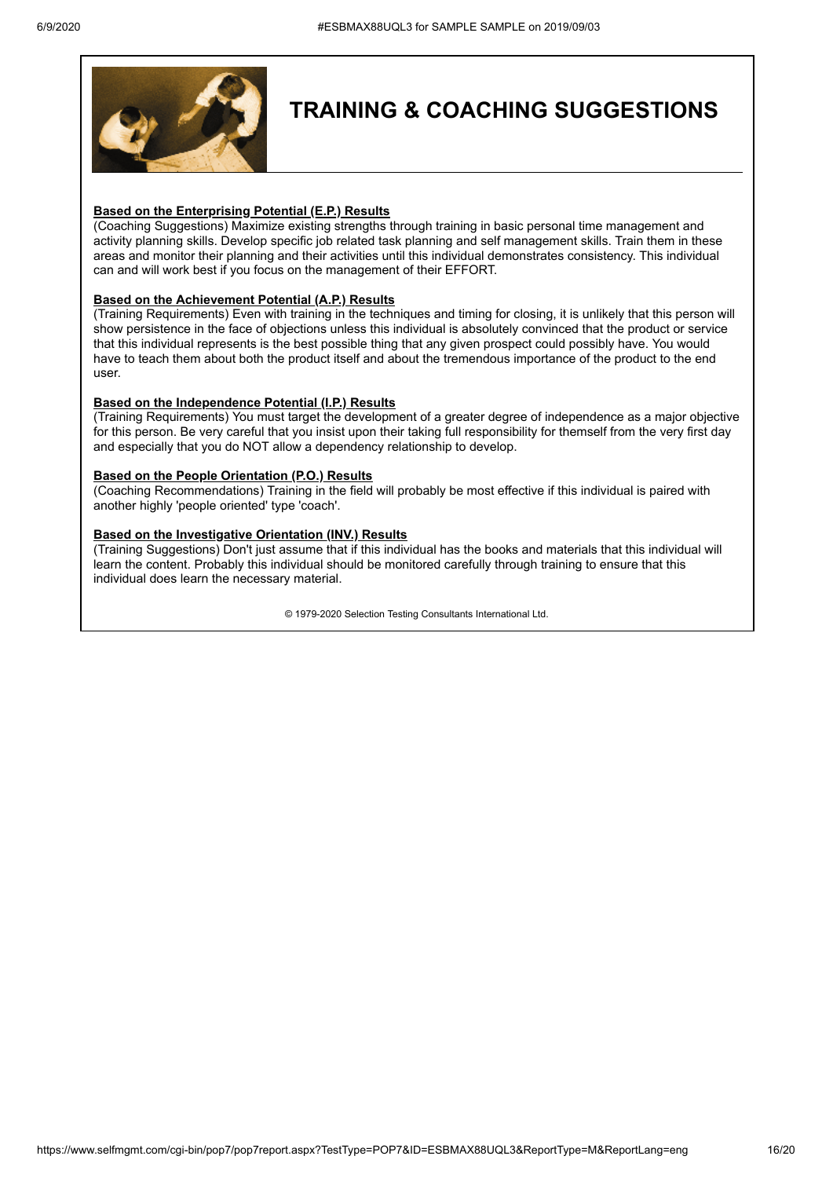# TRAINING & COACHING SUGGESTIONS

**Based on the Enterprising Potential (E.P.) Results**

(Coaching Suggestions) Maximize existing strengths through training in basic personal time management and activity planning skills. Develop specific job related task planning and self management skills. Train them in these areas and monitor their planning and their activities until this individual demonstrates consistency. This individual can and will work best if you focus on the management of their EFFORT.

**Based on the Achievement Potential (A.P.) Results**

(Training Requirements) Even with training in the techniques and timing for closing, it is unlikely that this person will show persistence in the face of objections unless this individual is absolutely convinced that the product or service that this individual represents is the best possible thing that any given prospect could possibly have. You would have to teach them about both the product itself and about the tremendous importance of the product to the end user.

**Based on the Independence Potential (I.P.) Results**

(Training Requirements) You must target the development of a greater degree of independence as a major objective for this person. Be very careful that you insist upon their taking full responsibility for themself from the very first day and especially that you do NOT allow a dependency relationship to develop.

**Based on the People Orientation (P.O.) Results**

(Coaching Recommendations) Training in the field will probably be most effective if this individual is paired with another highly 'people oriented' type 'coach'.

**Based on the Investigative Orientation (INV.) Results**

(Training Suggestions) Don't just assume that if this individual has the books and materials that this individual will learn the content. Probably this individual should be monitored carefully through training to ensure that this individual does learn the necessary material.

© 1979-2020 Selection Testing Consultants International Ltd.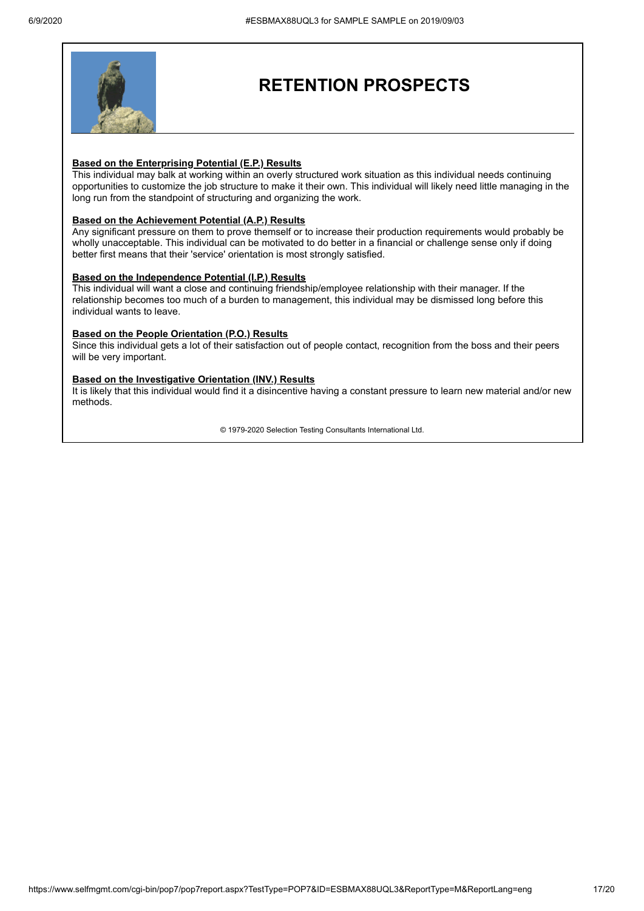# RETENTION PROSPECTS

**Based on the Enterprising Potential (E.P.) Results**

This individual may balk at working within an overly structured work situation as this individual needs continuing opportunities to customize the job structure to make it their own. This individual will likely need little managing in the long run from the standpoint of structuring and organizing the work.

**Based on the Achievement Potential (A.P.) Results**

Any significant pressure on them to prove themself or to increase their production requirements would probably be wholly unacceptable. This individual can be motivated to do better in a financial or challenge sense only if doing better first means that their 'service' orientation is most strongly satisfied.

**Based on the Independence Potential (I.P.) Results**

This individual will want a close and continuing friendship/employee relationship with their manager. If the relationship becomes too much of a burden to management, this individual may be dismissed long before this individual wants to leave.

**Based on the People Orientation (P.O.) Results**

Since this individual gets a lot of their satisfaction out of people contact, recognition from the boss and their peers will be very important.

**Based on the Investigative Orientation (INV.) Results**

It is likely that this individual would find it a disincentive having a constant pressure to learn new material and/or new methods.

© 1979-2020 Selection Testing Consultants International Ltd.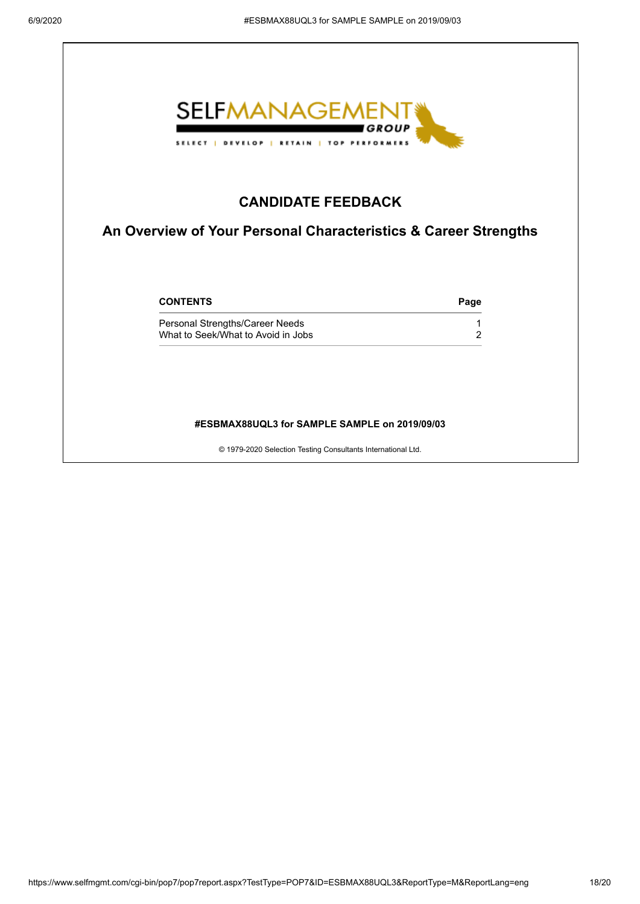SELFMANAGEMENT GROUP

SELECT | DEVELOP | RETAIN | TOP PERFORMERS

# CANDIDATE FEEDBACK

## An Overview of Your Personal Characteristics & Career Strengths

| CONTENTS | Page |
|---|---|
| Personal Strengths/Career Needs | 1 |
| What to Seek/What to Avoid in Jobs | 2 |

**#ESBMAX88UQL3 for SAMPLE SAMPLE on 2019/09/03**

© 1979-2020 Selection Testing Consultants International Ltd.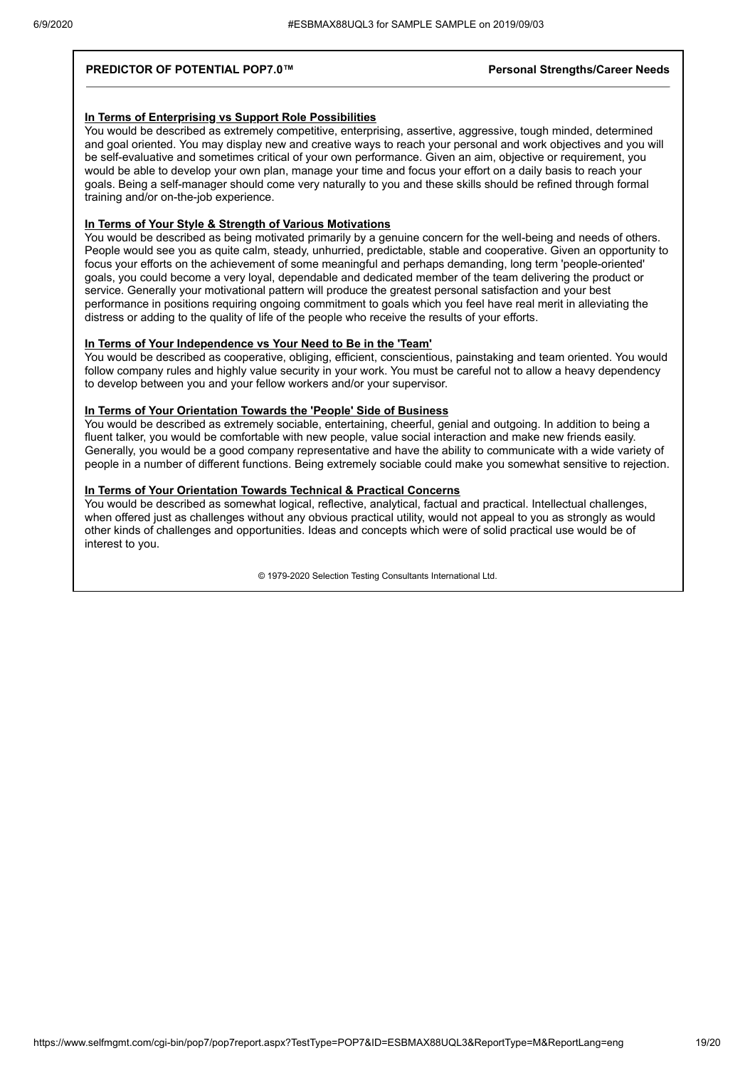**PREDICTOR OF POTENTIAL POP7.0™** **Personal Strengths/Career Needs**

### In Terms of Enterprising vs Support Role Possibilities

You would be described as extremely competitive, enterprising, assertive, aggressive, tough minded, determined and goal oriented. You may display new and creative ways to reach your personal and work objectives and you will be self-evaluative and sometimes critical of your own performance. Given an aim, objective or requirement, you would be able to develop your own plan, manage your time and focus your effort on a daily basis to reach your goals. Being a self-manager should come very naturally to you and these skills should be refined through formal training and/or on-the-job experience.

### In Terms of Your Style & Strength of Various Motivations

You would be described as being motivated primarily by a genuine concern for the well-being and needs of others. People would see you as quite calm, steady, unhurried, predictable, stable and cooperative. Given an opportunity to focus your efforts on the achievement of some meaningful and perhaps demanding, long term 'people-oriented' goals, you could become a very loyal, dependable and dedicated member of the team delivering the product or service. Generally your motivational pattern will produce the greatest personal satisfaction and your best performance in positions requiring ongoing commitment to goals which you feel have real merit in alleviating the distress or adding to the quality of life of the people who receive the results of your efforts.

### In Terms of Your Independence vs Your Need to Be in the 'Team'

You would be described as cooperative, obliging, efficient, conscientious, painstaking and team oriented. You would follow company rules and highly value security in your work. You must be careful not to allow a heavy dependency to develop between you and your fellow workers and/or your supervisor.

### In Terms of Your Orientation Towards the 'People' Side of Business

You would be described as extremely sociable, entertaining, cheerful, genial and outgoing. In addition to being a fluent talker, you would be comfortable with new people, value social interaction and make new friends easily. Generally, you would be a good company representative and have the ability to communicate with a wide variety of people in a number of different functions. Being extremely sociable could make you somewhat sensitive to rejection.

### In Terms of Your Orientation Towards Technical & Practical Concerns

You would be described as somewhat logical, reflective, analytical, factual and practical. Intellectual challenges, when offered just as challenges without any obvious practical utility, would not appeal to you as strongly as would other kinds of challenges and opportunities. Ideas and concepts which were of solid practical use would be of interest to you.

© 1979-2020 Selection Testing Consultants International Ltd.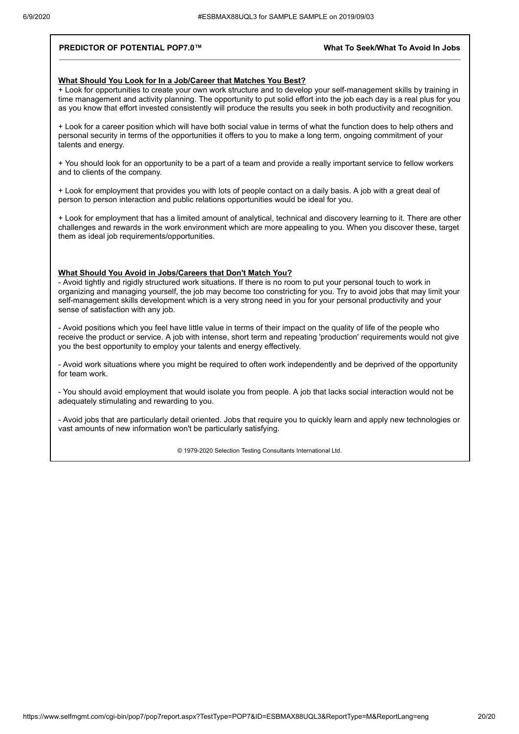**PREDICTOR OF POTENTIAL POP7.0™** **What To Seek/What To Avoid In Jobs**

## What Should You Look for In a Job/Career that Matches You Best?

+ Look for opportunities to create your own work structure and to develop your self-management skills by training in time management and activity planning. The opportunity to put solid effort into the job each day is a real plus for you as you know that effort invested consistently will produce the results you seek in both productivity and recognition.

+ Look for a career position which will have both social value in terms of what the function does to help others and personal security in terms of the opportunities it offers to you to make a long term, ongoing commitment of your talents and energy.

+ You should look for an opportunity to be a part of a team and provide a really important service to fellow workers and to clients of the company.

+ Look for employment that provides you with lots of people contact on a daily basis. A job with a great deal of person to person interaction and public relations opportunities would be ideal for you.

+ Look for employment that has a limited amount of analytical, technical and discovery learning to it. There are other challenges and rewards in the work environment which are more appealing to you. When you discover these, target them as ideal job requirements/opportunities.

## What Should You Avoid in Jobs/Careers that Don't Match You?

- Avoid tightly and rigidly structured work situations. If there is no room to put your personal touch to work in organizing and managing yourself, the job may become too constricting for you. Try to avoid jobs that may limit your self-management skills development which is a very strong need in you for your personal productivity and your sense of satisfaction with any job.

- Avoid positions which you feel have little value in terms of their impact on the quality of life of the people who receive the product or service. A job with intense, short term and repeating 'production' requirements would not give you the best opportunity to employ your talents and energy effectively.

- Avoid work situations where you might be required to often work independently and be deprived of the opportunity for team work.

- You should avoid employment that would isolate you from people. A job that lacks social interaction would not be adequately stimulating and rewarding to you.

- Avoid jobs that are particularly detail oriented. Jobs that require you to quickly learn and apply new technologies or vast amounts of new information won't be particularly satisfying.

© 1979-2020 Selection Testing Consultants International Ltd.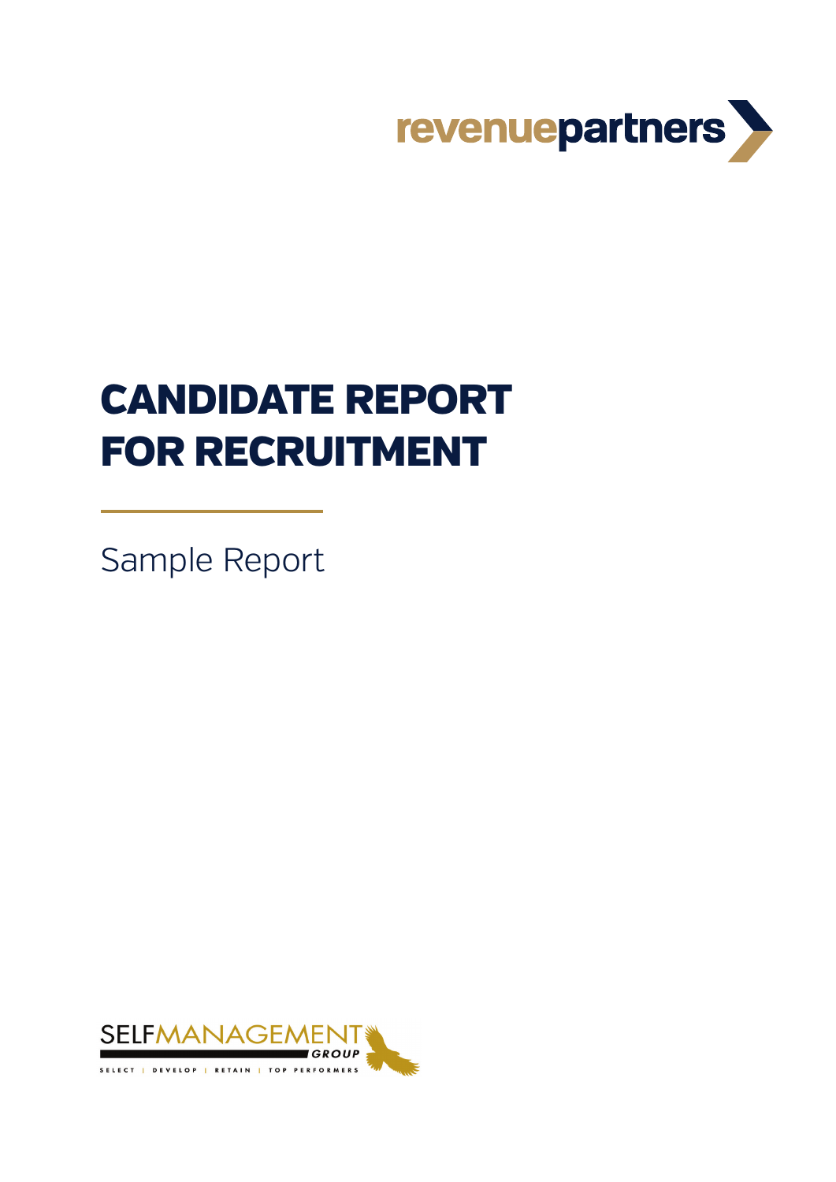# CANDIDATE REPORT FOR RECRUITMENT

Sample Report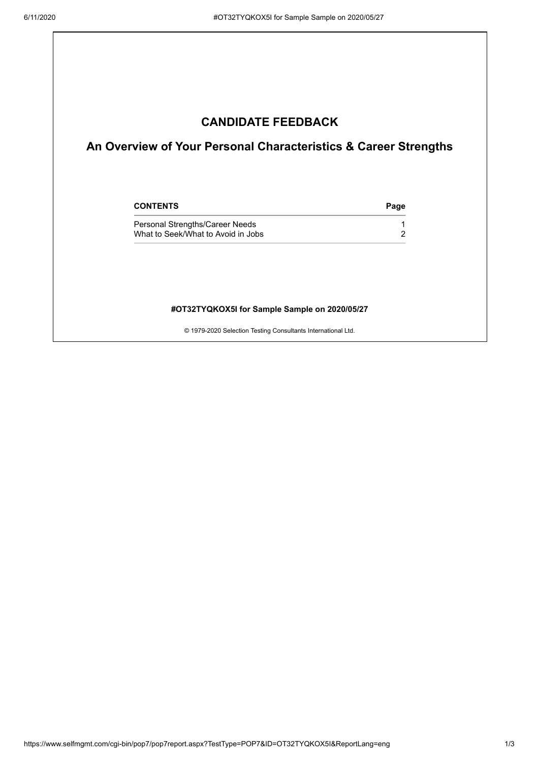# CANDIDATE FEEDBACK

## An Overview of Your Personal Characteristics & Career Strengths

| CONTENTS | Page |
| --- | --- |
| Personal Strengths/Career Needs | 1 |
| What to Seek/What to Avoid in Jobs | 2 |

**#OT32TYQKOX5I for Sample Sample on 2020/05/27**

© 1979-2020 Selection Testing Consultants International Ltd.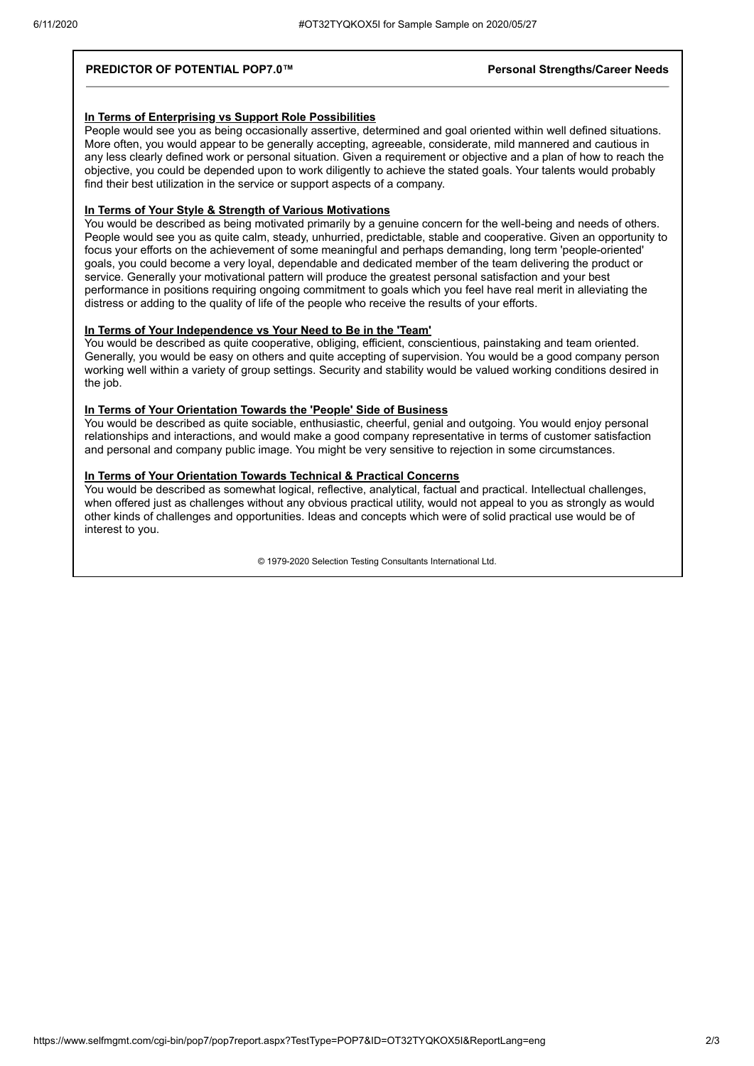**PREDICTOR OF POTENTIAL POP7.0™** **Personal Strengths/Career Needs**

**In Terms of Enterprising vs Support Role Possibilities**

People would see you as being occasionally assertive, determined and goal oriented within well defined situations. More often, you would appear to be generally accepting, agreeable, considerate, mild mannered and cautious in any less clearly defined work or personal situation. Given a requirement or objective and a plan of how to reach the objective, you could be depended upon to work diligently to achieve the stated goals. Your talents would probably find their best utilization in the service or support aspects of a company.

**In Terms of Your Style & Strength of Various Motivations**

You would be described as being motivated primarily by a genuine concern for the well-being and needs of others. People would see you as quite calm, steady, unhurried, predictable, stable and cooperative. Given an opportunity to focus your efforts on the achievement of some meaningful and perhaps demanding, long term 'people-oriented' goals, you could become a very loyal, dependable and dedicated member of the team delivering the product or service. Generally your motivational pattern will produce the greatest personal satisfaction and your best performance in positions requiring ongoing commitment to goals which you feel have real merit in alleviating the distress or adding to the quality of life of the people who receive the results of your efforts.

**In Terms of Your Independence vs Your Need to Be in the 'Team'**

You would be described as quite cooperative, obliging, efficient, conscientious, painstaking and team oriented. Generally, you would be easy on others and quite accepting of supervision. You would be a good company person working well within a variety of group settings. Security and stability would be valued working conditions desired in the job.

**In Terms of Your Orientation Towards the 'People' Side of Business**

You would be described as quite sociable, enthusiastic, cheerful, genial and outgoing. You would enjoy personal relationships and interactions, and would make a good company representative in terms of customer satisfaction and personal and company public image. You might be very sensitive to rejection in some circumstances.

**In Terms of Your Orientation Towards Technical & Practical Concerns**

You would be described as somewhat logical, reflective, analytical, factual and practical. Intellectual challenges, when offered just as challenges without any obvious practical utility, would not appeal to you as strongly as would other kinds of challenges and opportunities. Ideas and concepts which were of solid practical use would be of interest to you.

© 1979-2020 Selection Testing Consultants International Ltd.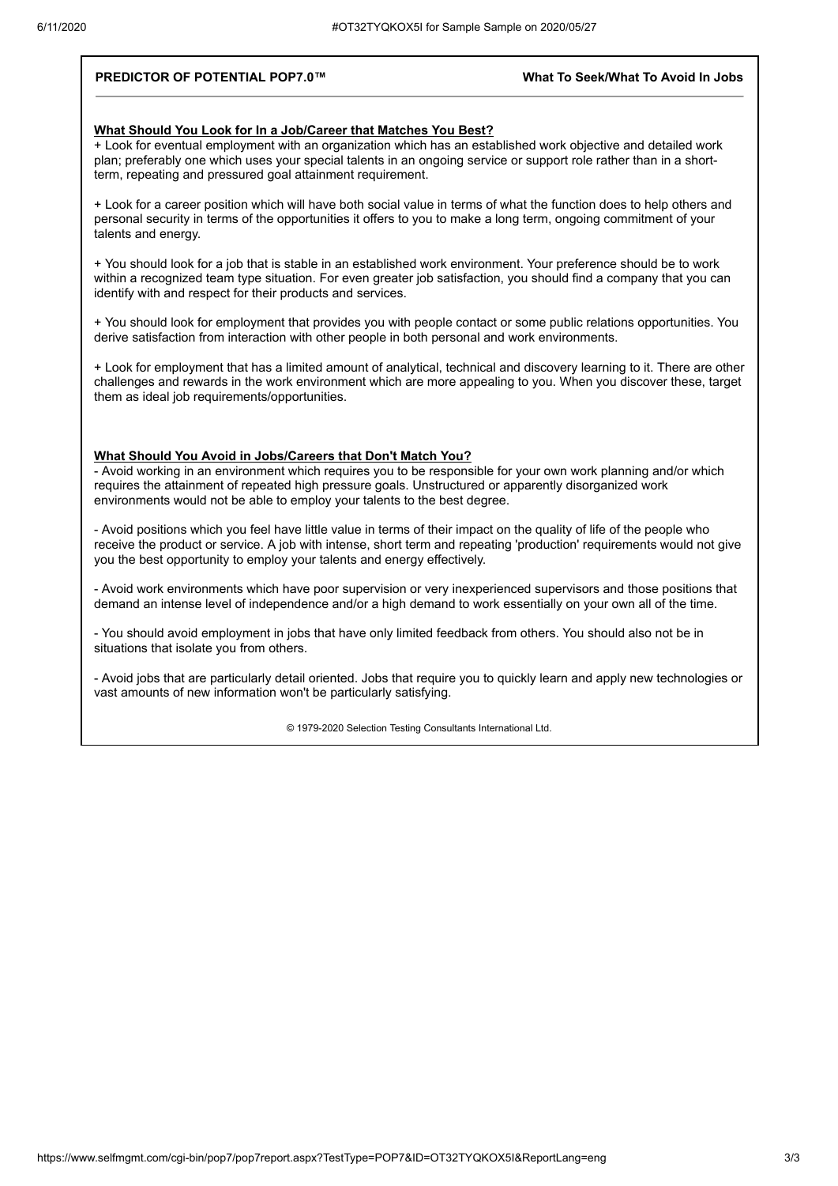**PREDICTOR OF POTENTIAL POP7.0™** **What To Seek/What To Avoid In Jobs**

**What Should You Look for In a Job/Career that Matches You Best?**

+ Look for eventual employment with an organization which has an established work objective and detailed work plan; preferably one which uses your special talents in an ongoing service or support role rather than in a short-term, repeating and pressured goal attainment requirement.

+ Look for a career position which will have both social value in terms of what the function does to help others and personal security in terms of the opportunities it offers to you to make a long term, ongoing commitment of your talents and energy.

+ You should look for a job that is stable in an established work environment. Your preference should be to work within a recognized team type situation. For even greater job satisfaction, you should find a company that you can identify with and respect for their products and services.

+ You should look for employment that provides you with people contact or some public relations opportunities. You derive satisfaction from interaction with other people in both personal and work environments.

+ Look for employment that has a limited amount of analytical, technical and discovery learning to it. There are other challenges and rewards in the work environment which are more appealing to you. When you discover these, target them as ideal job requirements/opportunities.

**What Should You Avoid in Jobs/Careers that Don't Match You?**

- Avoid working in an environment which requires you to be responsible for your own work planning and/or which requires the attainment of repeated high pressure goals. Unstructured or apparently disorganized work environments would not be able to employ your talents to the best degree.

- Avoid positions which you feel have little value in terms of their impact on the quality of life of the people who receive the product or service. A job with intense, short term and repeating 'production' requirements would not give you the best opportunity to employ your talents and energy effectively.

- Avoid work environments which have poor supervision or very inexperienced supervisors and those positions that demand an intense level of independence and/or a high demand to work essentially on your own all of the time.

- You should avoid employment in jobs that have only limited feedback from others. You should also not be in situations that isolate you from others.

- Avoid jobs that are particularly detail oriented. Jobs that require you to quickly learn and apply new technologies or vast amounts of new information won't be particularly satisfying.

© 1979-2020 Selection Testing Consultants International Ltd.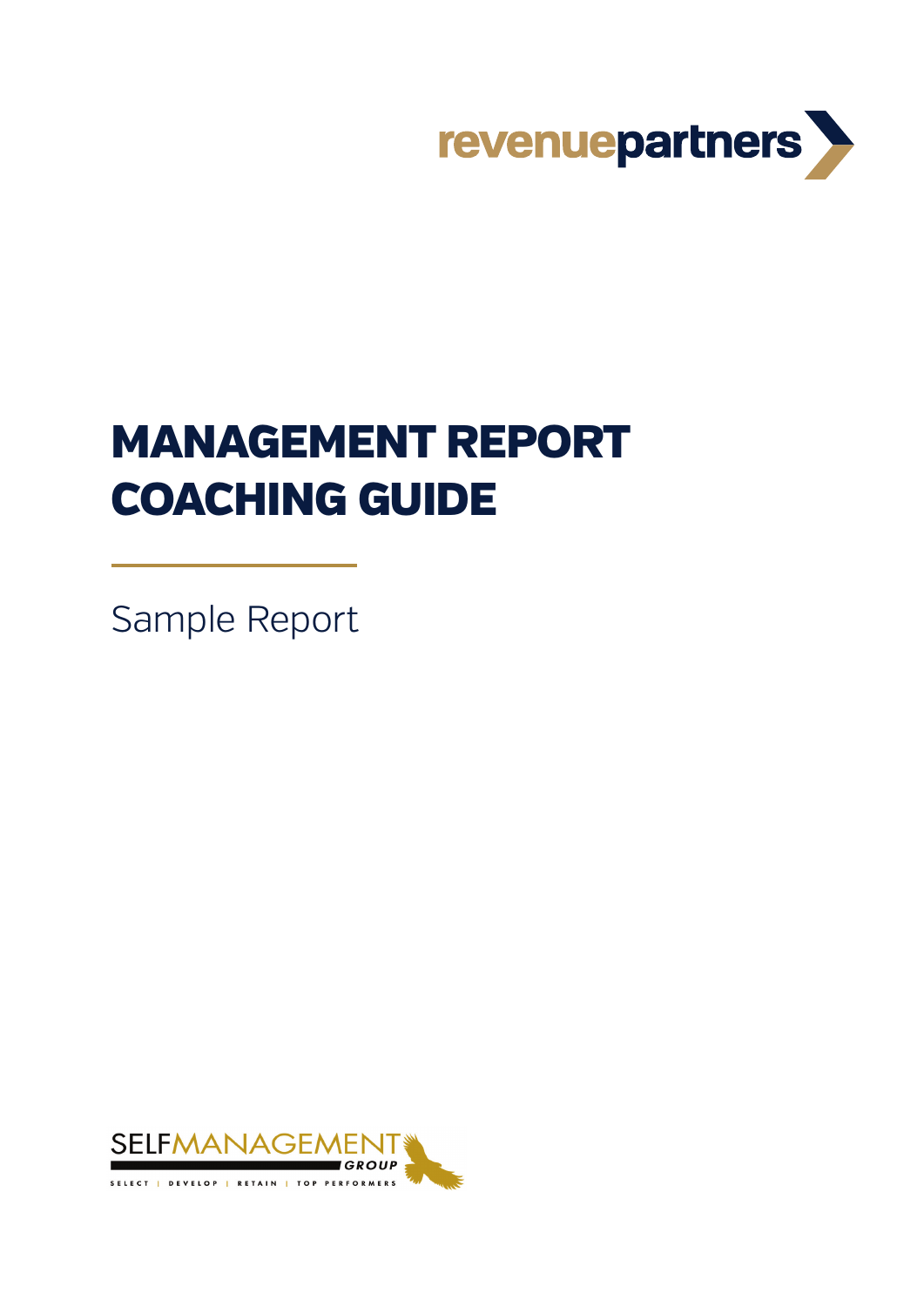# MANAGEMENT REPORT COACHING GUIDE

Sample Report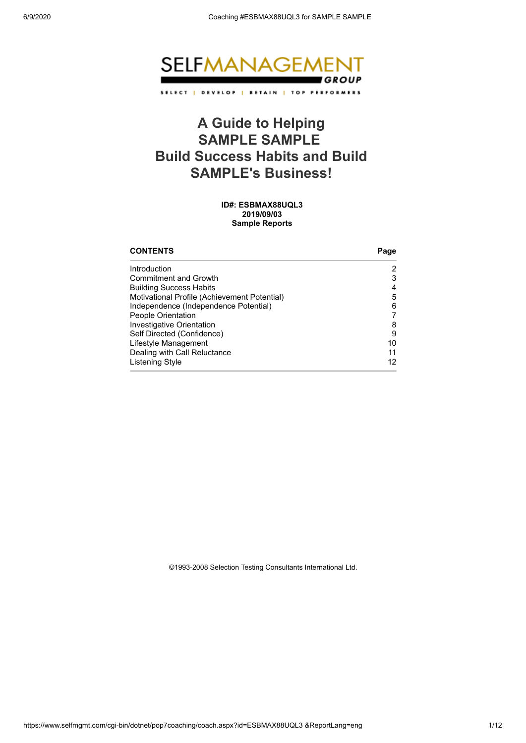SELFMANAGEMENT GROUP

SELECT | DEVELOP | RETAIN | TOP PERFORMERS

# A Guide to Helping SAMPLE SAMPLE Build Success Habits and Build SAMPLE's Business!

**ID#: ESBMAX88UQL3**
**2019/09/03**
**Sample Reports**

| CONTENTS | Page |
|---|---|
| Introduction | 2 |
| Commitment and Growth | 3 |
| Building Success Habits | 4 |
| Motivational Profile (Achievement Potential) | 5 |
| Independence (Independence Potential) | 6 |
| People Orientation | 7 |
| Investigative Orientation | 8 |
| Self Directed (Confidence) | 9 |
| Lifestyle Management | 10 |
| Dealing with Call Reluctance | 11 |
| Listening Style | 12 |

©1993-2008 Selection Testing Consultants International Ltd.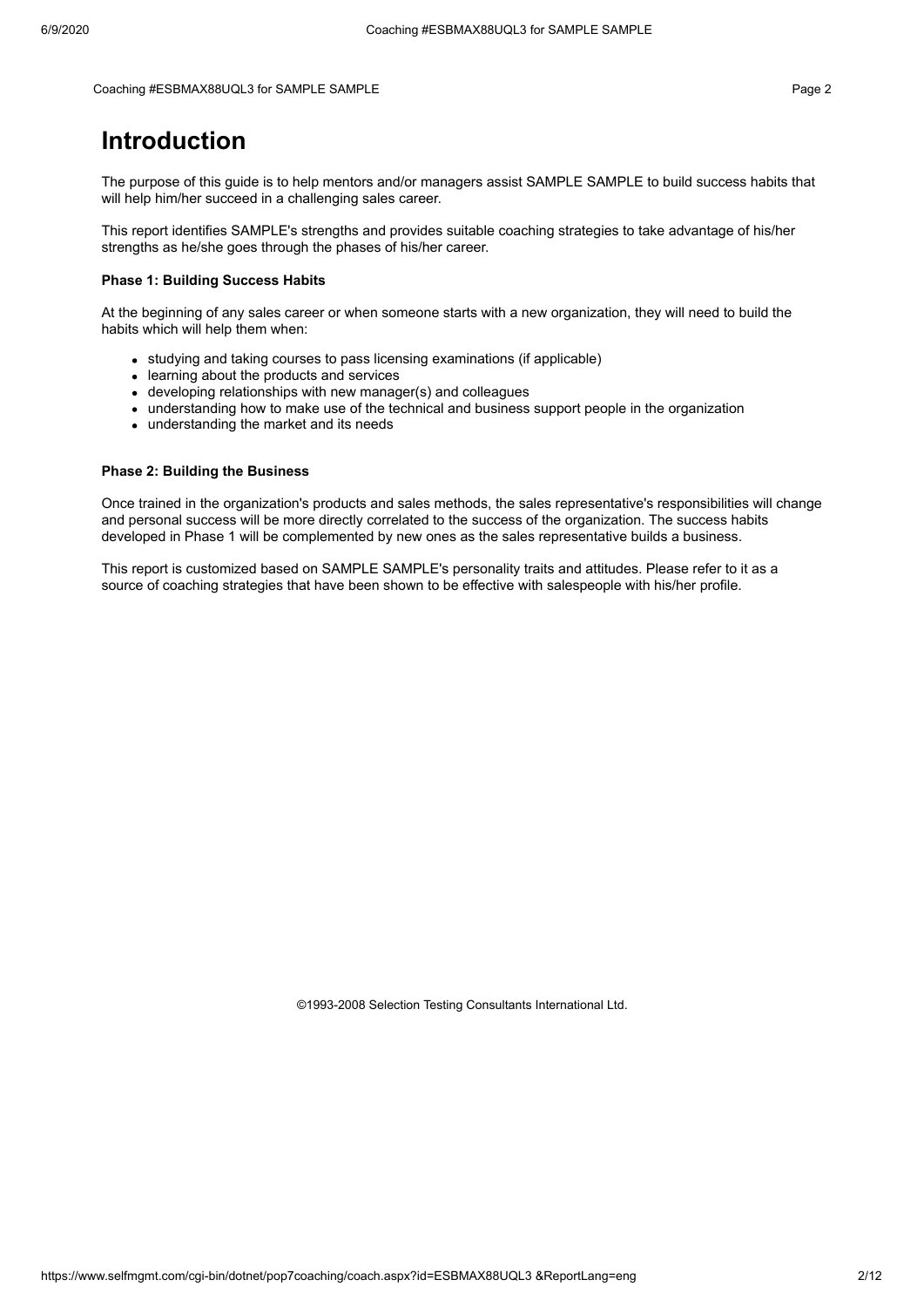# Introduction

The purpose of this guide is to help mentors and/or managers assist SAMPLE SAMPLE to build success habits that will help him/her succeed in a challenging sales career.

This report identifies SAMPLE's strengths and provides suitable coaching strategies to take advantage of his/her strengths as he/she goes through the phases of his/her career.

**Phase 1: Building Success Habits**

At the beginning of any sales career or when someone starts with a new organization, they will need to build the habits which will help them when:

- studying and taking courses to pass licensing examinations (if applicable)
- learning about the products and services
- developing relationships with new manager(s) and colleagues
- understanding how to make use of the technical and business support people in the organization
- understanding the market and its needs

**Phase 2: Building the Business**

Once trained in the organization's products and sales methods, the sales representative's responsibilities will change and personal success will be more directly correlated to the success of the organization. The success habits developed in Phase 1 will be complemented by new ones as the sales representative builds a business.

This report is customized based on SAMPLE SAMPLE's personality traits and attitudes. Please refer to it as a source of coaching strategies that have been shown to be effective with salespeople with his/her profile.

©1993-2008 Selection Testing Consultants International Ltd.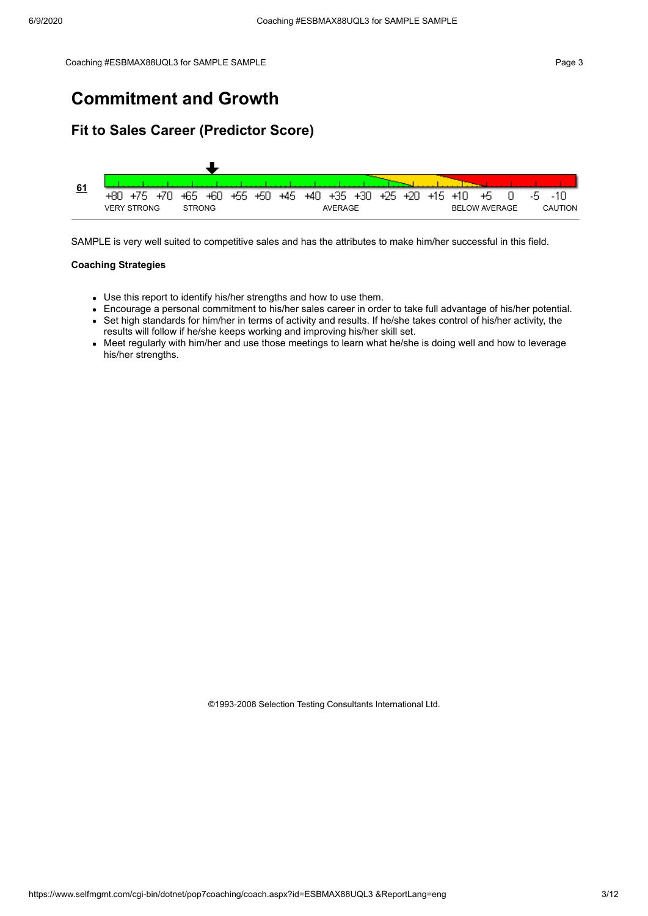# Commitment and Growth

## Fit to Sales Career (Predictor Score)

**61**

+80 +75 +70 +65 +60 +55 +50 +45 +40 +35 +30 +25 +20 +15 +10 +5 0 -5 -10

VERY STRONG STRONG AVERAGE BELOW AVERAGE CAUTION

SAMPLE is very well suited to competitive sales and has the attributes to make him/her successful in this field.

**Coaching Strategies**

- Use this report to identify his/her strengths and how to use them.
- Encourage a personal commitment to his/her sales career in order to take full advantage of his/her potential.
- Set high standards for him/her in terms of activity and results. If he/she takes control of his/her activity, the results will follow if he/she keeps working and improving his/her skill set.
- Meet regularly with him/her and use those meetings to learn what he/she is doing well and how to leverage his/her strengths.

©1993-2008 Selection Testing Consultants International Ltd.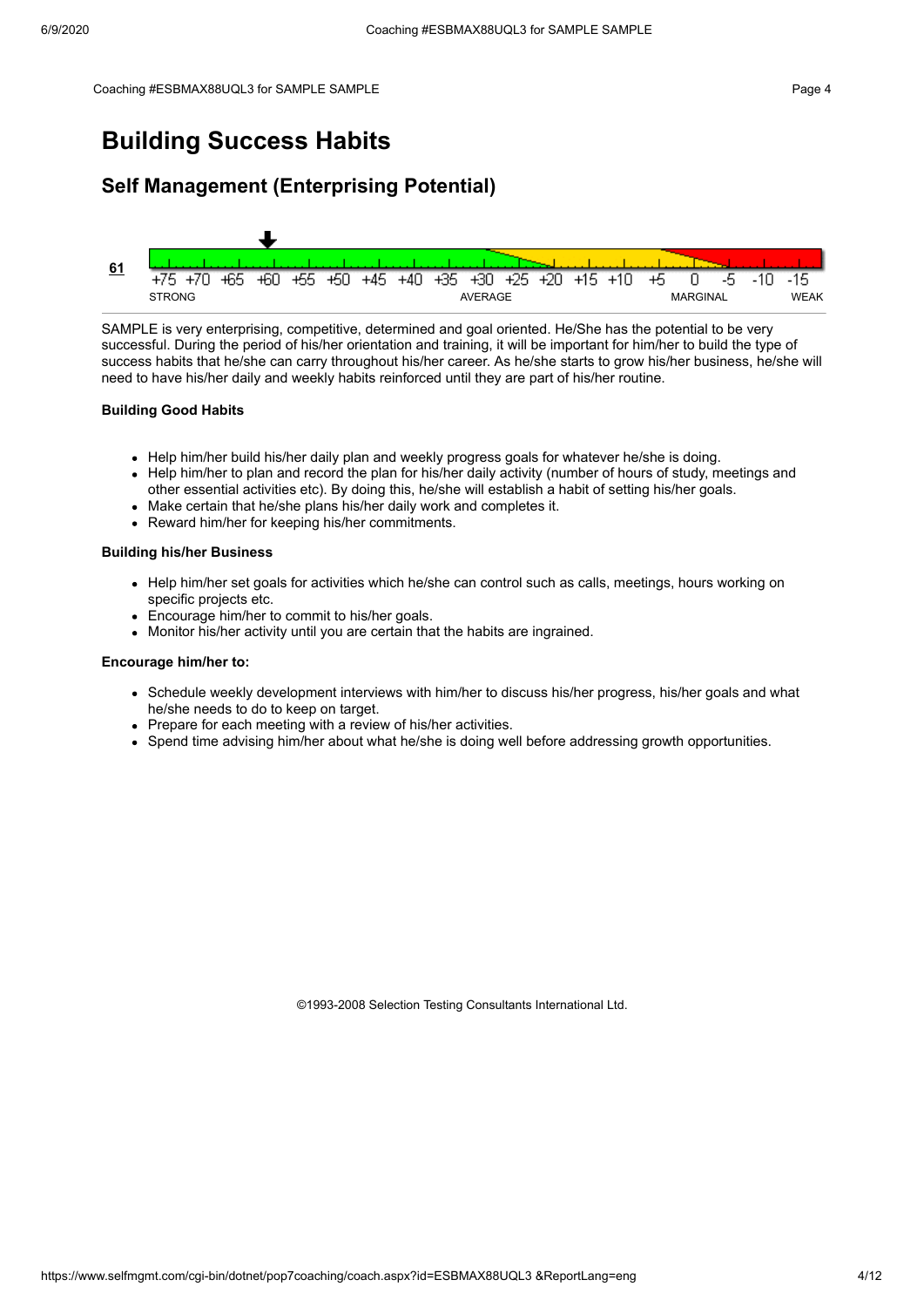# Building Success Habits

## Self Management (Enterprising Potential)

**61**

+75 +70 +65 +60 +55 +50 +45 +40 +35 +30 +25 +20 +15 +10 +5 0 -5 -10 -15

STRONG AVERAGE MARGINAL WEAK

SAMPLE is very enterprising, competitive, determined and goal oriented. He/She has the potential to be very successful. During the period of his/her orientation and training, it will be important for him/her to build the type of success habits that he/she can carry throughout his/her career. As he/she starts to grow his/her business, he/she will need to have his/her daily and weekly habits reinforced until they are part of his/her routine.

**Building Good Habits**

- Help him/her build his/her daily plan and weekly progress goals for whatever he/she is doing.
- Help him/her to plan and record the plan for his/her daily activity (number of hours of study, meetings and other essential activities etc). By doing this, he/she will establish a habit of setting his/her goals.
- Make certain that he/she plans his/her daily work and completes it.
- Reward him/her for keeping his/her commitments.

**Building his/her Business**

- Help him/her set goals for activities which he/she can control such as calls, meetings, hours working on specific projects etc.
- Encourage him/her to commit to his/her goals.
- Monitor his/her activity until you are certain that the habits are ingrained.

**Encourage him/her to:**

- Schedule weekly development interviews with him/her to discuss his/her progress, his/her goals and what he/she needs to do to keep on target.
- Prepare for each meeting with a review of his/her activities.
- Spend time advising him/her about what he/she is doing well before addressing growth opportunities.

©1993-2008 Selection Testing Consultants International Ltd.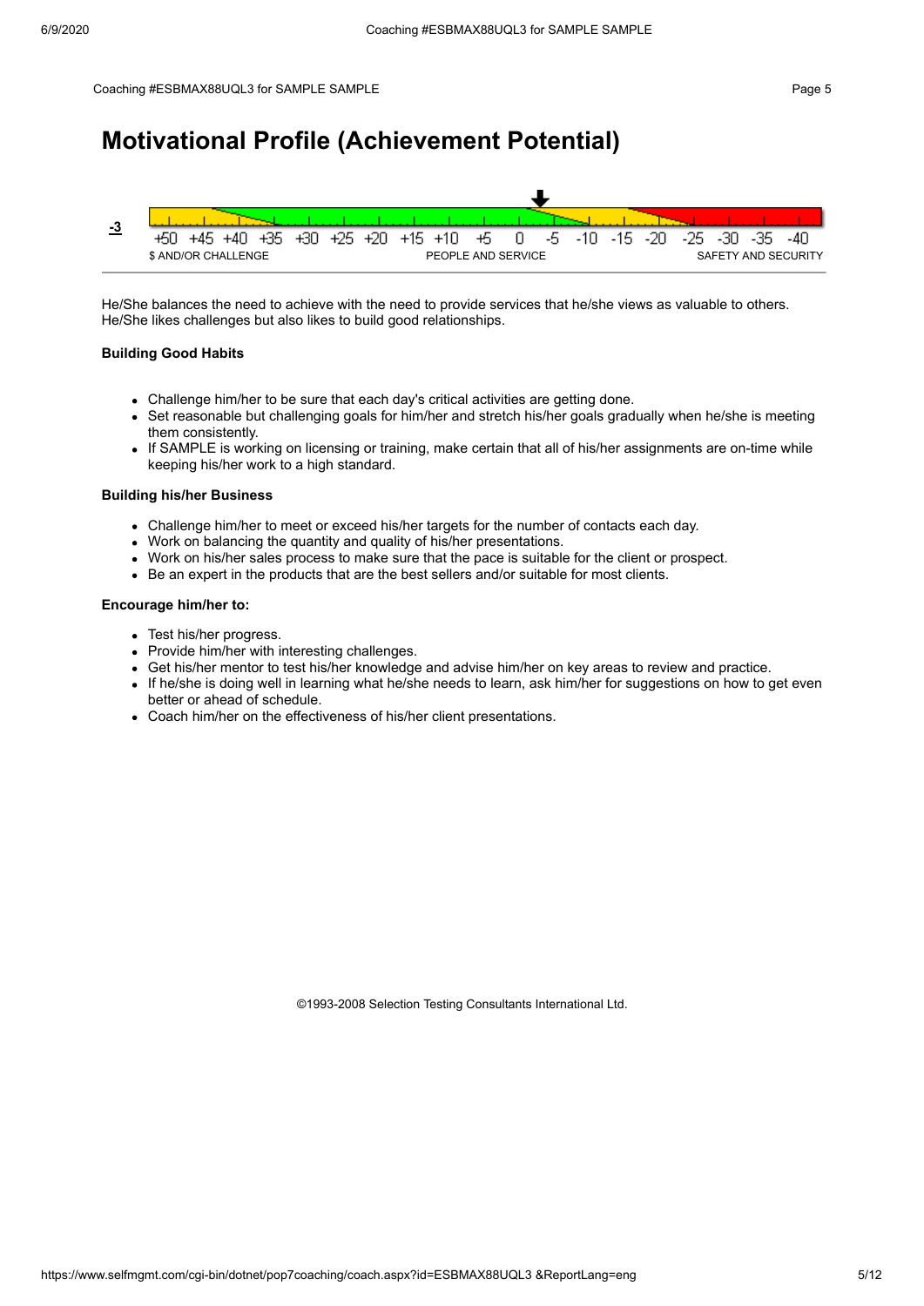# Motivational Profile (Achievement Potential)

**-3**

+50 +45 +40 +35 +30 +25 +20 +15 +10 +5 0 -5 -10 -15 -20 -25 -30 -35 -40

$ AND/OR CHALLENGE | PEOPLE AND SERVICE | SAFETY AND SECURITY

He/She balances the need to achieve with the need to provide services that he/she views as valuable to others. He/She likes challenges but also likes to build good relationships.

**Building Good Habits**

- Challenge him/her to be sure that each day's critical activities are getting done.
- Set reasonable but challenging goals for him/her and stretch his/her goals gradually when he/she is meeting them consistently.
- If SAMPLE is working on licensing or training, make certain that all of his/her assignments are on-time while keeping his/her work to a high standard.

**Building his/her Business**

- Challenge him/her to meet or exceed his/her targets for the number of contacts each day.
- Work on balancing the quantity and quality of his/her presentations.
- Work on his/her sales process to make sure that the pace is suitable for the client or prospect.
- Be an expert in the products that are the best sellers and/or suitable for most clients.

**Encourage him/her to:**

- Test his/her progress.
- Provide him/her with interesting challenges.
- Get his/her mentor to test his/her knowledge and advise him/her on key areas to review and practice.
- If he/she is doing well in learning what he/she needs to learn, ask him/her for suggestions on how to get even better or ahead of schedule.
- Coach him/her on the effectiveness of his/her client presentations.

©1993-2008 Selection Testing Consultants International Ltd.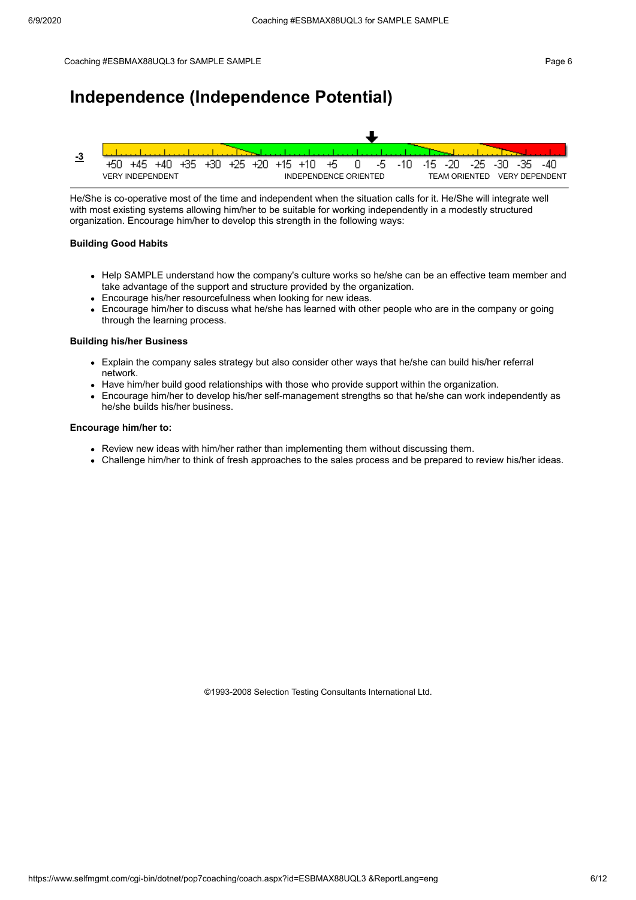# Independence (Independence Potential)

-3

+50 +45 +40 +35 +30 +25 +20 +15 +10 +5 0 -5 -10 -15 -20 -25 -30 -35 -40

VERY INDEPENDENT | INDEPENDENCE ORIENTED | TEAM ORIENTED | VERY DEPENDENT

He/She is co-operative most of the time and independent when the situation calls for it. He/She will integrate well with most existing systems allowing him/her to be suitable for working independently in a modestly structured organization. Encourage him/her to develop this strength in the following ways:

**Building Good Habits**

- Help SAMPLE understand how the company's culture works so he/she can be an effective team member and take advantage of the support and structure provided by the organization.
- Encourage his/her resourcefulness when looking for new ideas.
- Encourage him/her to discuss what he/she has learned with other people who are in the company or going through the learning process.

**Building his/her Business**

- Explain the company sales strategy but also consider other ways that he/she can build his/her referral network.
- Have him/her build good relationships with those who provide support within the organization.
- Encourage him/her to develop his/her self-management strengths so that he/she can work independently as he/she builds his/her business.

**Encourage him/her to:**

- Review new ideas with him/her rather than implementing them without discussing them.
- Challenge him/her to think of fresh approaches to the sales process and be prepared to review his/her ideas.

©1993-2008 Selection Testing Consultants International Ltd.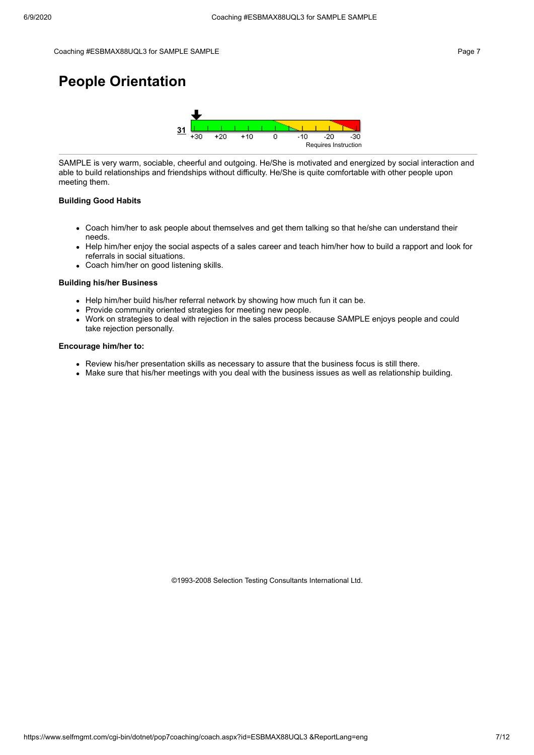# People Orientation

31

+30 +20 +10 0 -10 -20 -30

Requires Instruction

SAMPLE is very warm, sociable, cheerful and outgoing. He/She is motivated and energized by social interaction and able to build relationships and friendships without difficulty. He/She is quite comfortable with other people upon meeting them.

**Building Good Habits**

- Coach him/her to ask people about themselves and get them talking so that he/she can understand their needs.
- Help him/her enjoy the social aspects of a sales career and teach him/her how to build a rapport and look for referrals in social situations.
- Coach him/her on good listening skills.

**Building his/her Business**

- Help him/her build his/her referral network by showing how much fun it can be.
- Provide community oriented strategies for meeting new people.
- Work on strategies to deal with rejection in the sales process because SAMPLE enjoys people and could take rejection personally.

**Encourage him/her to:**

- Review his/her presentation skills as necessary to assure that the business focus is still there.
- Make sure that his/her meetings with you deal with the business issues as well as relationship building.

©1993-2008 Selection Testing Consultants International Ltd.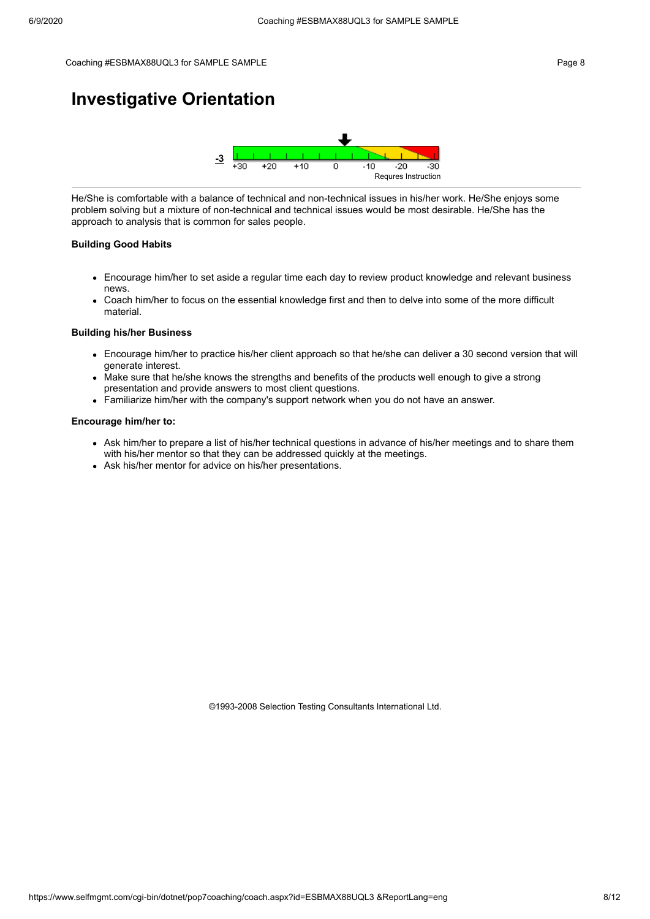# Investigative Orientation

**-3**

+30 +20 +10 0 -10 -20 -30

Requres Instruction

He/She is comfortable with a balance of technical and non-technical issues in his/her work. He/She enjoys some problem solving but a mixture of non-technical and technical issues would be most desirable. He/She has the approach to analysis that is common for sales people.

**Building Good Habits**

- Encourage him/her to set aside a regular time each day to review product knowledge and relevant business news.
- Coach him/her to focus on the essential knowledge first and then to delve into some of the more difficult material.

**Building his/her Business**

- Encourage him/her to practice his/her client approach so that he/she can deliver a 30 second version that will generate interest.
- Make sure that he/she knows the strengths and benefits of the products well enough to give a strong presentation and provide answers to most client questions.
- Familiarize him/her with the company's support network when you do not have an answer.

**Encourage him/her to:**

- Ask him/her to prepare a list of his/her technical questions in advance of his/her meetings and to share them with his/her mentor so that they can be addressed quickly at the meetings.
- Ask his/her mentor for advice on his/her presentations.

©1993-2008 Selection Testing Consultants International Ltd.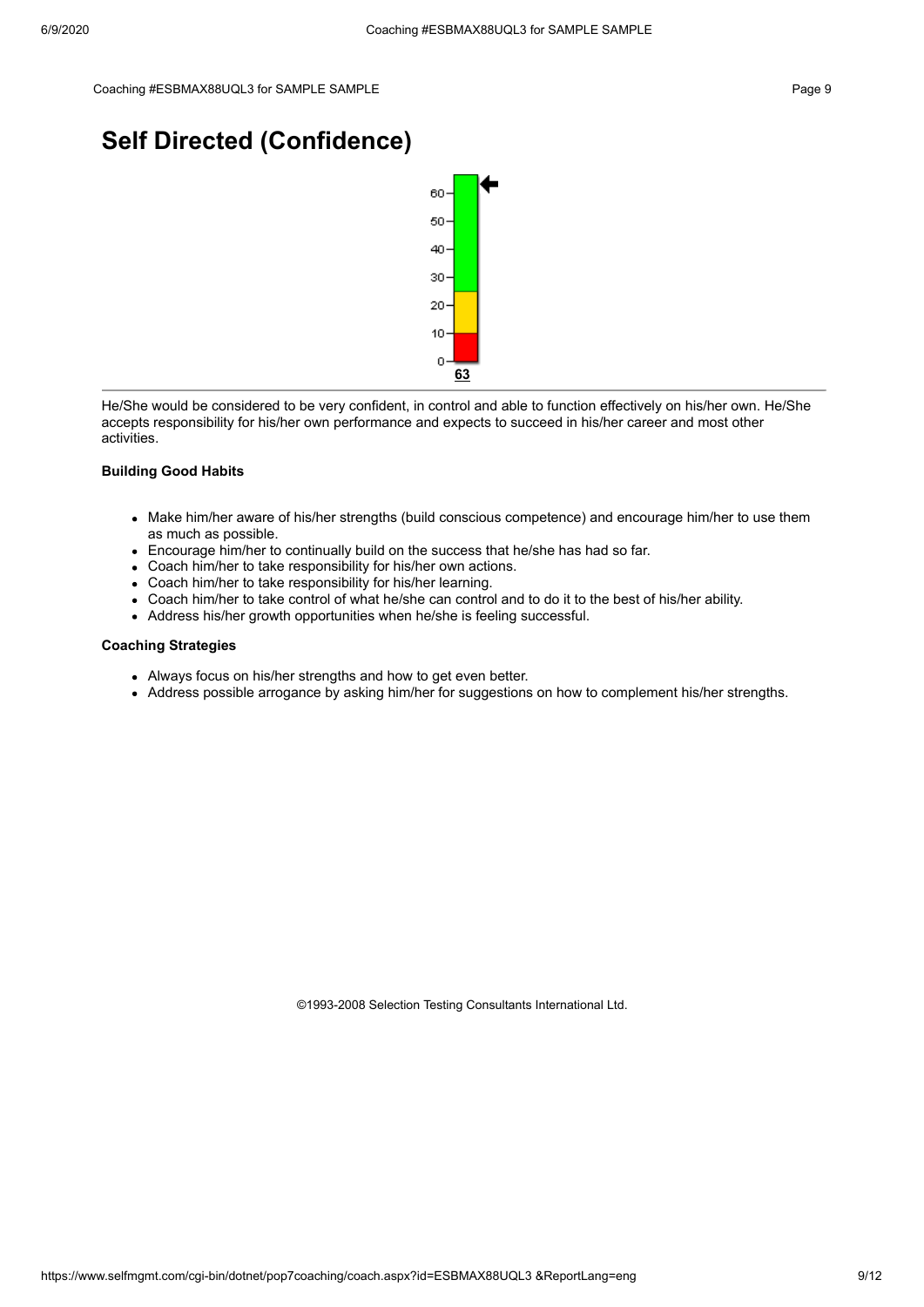Coaching #ESBMAX88UQL3 for SAMPLE SAMPLE

# Self Directed (Confidence)

63

He/She would be considered to be very confident, in control and able to function effectively on his/her own. He/She accepts responsibility for his/her own performance and expects to succeed in his/her career and most other activities.

**Building Good Habits**

- Make him/her aware of his/her strengths (build conscious competence) and encourage him/her to use them as much as possible.
- Encourage him/her to continually build on the success that he/she has had so far.
- Coach him/her to take responsibility for his/her own actions.
- Coach him/her to take responsibility for his/her learning.
- Coach him/her to take control of what he/she can control and to do it to the best of his/her ability.
- Address his/her growth opportunities when he/she is feeling successful.

**Coaching Strategies**

- Always focus on his/her strengths and how to get even better.
- Address possible arrogance by asking him/her for suggestions on how to complement his/her strengths.

©1993-2008 Selection Testing Consultants International Ltd.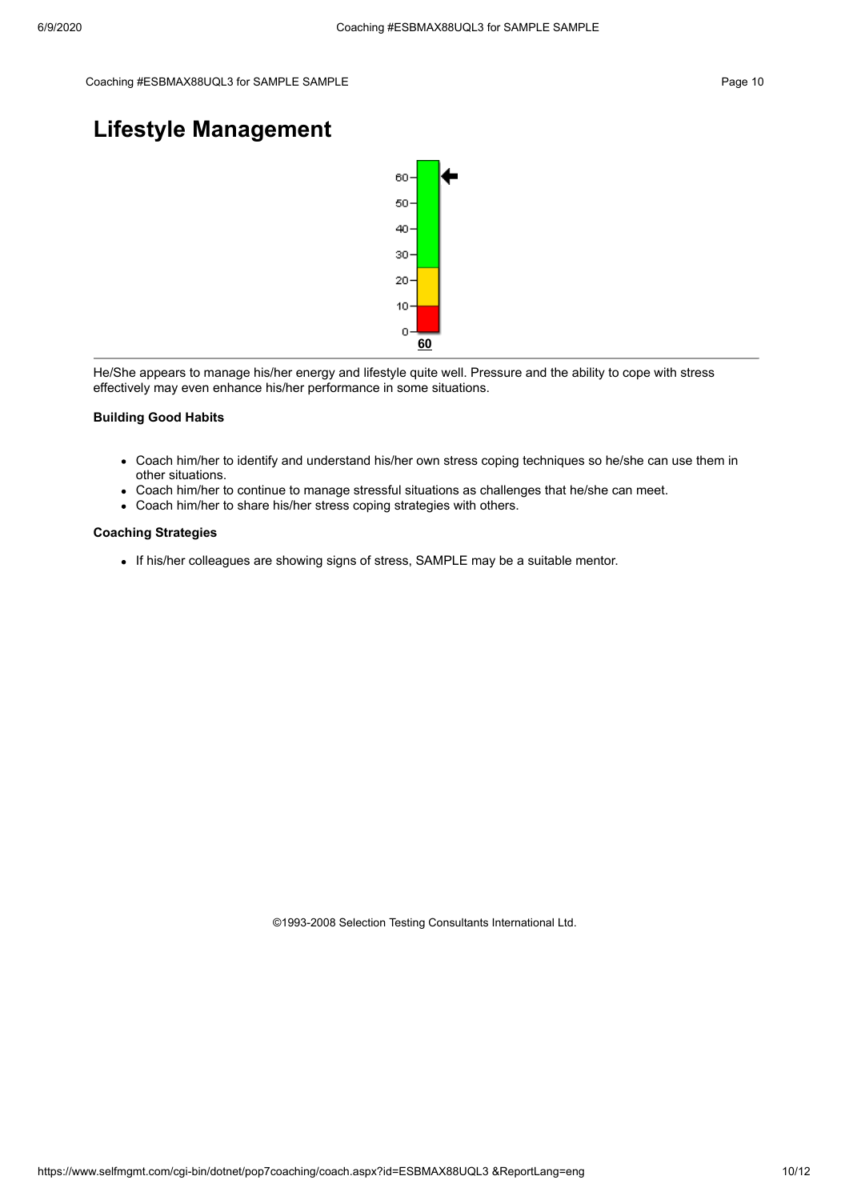# Lifestyle Management

60

He/She appears to manage his/her energy and lifestyle quite well. Pressure and the ability to cope with stress effectively may even enhance his/her performance in some situations.

**Building Good Habits**

- Coach him/her to identify and understand his/her own stress coping techniques so he/she can use them in other situations.
- Coach him/her to continue to manage stressful situations as challenges that he/she can meet.
- Coach him/her to share his/her stress coping strategies with others.

**Coaching Strategies**

- If his/her colleagues are showing signs of stress, SAMPLE may be a suitable mentor.

©1993-2008 Selection Testing Consultants International Ltd.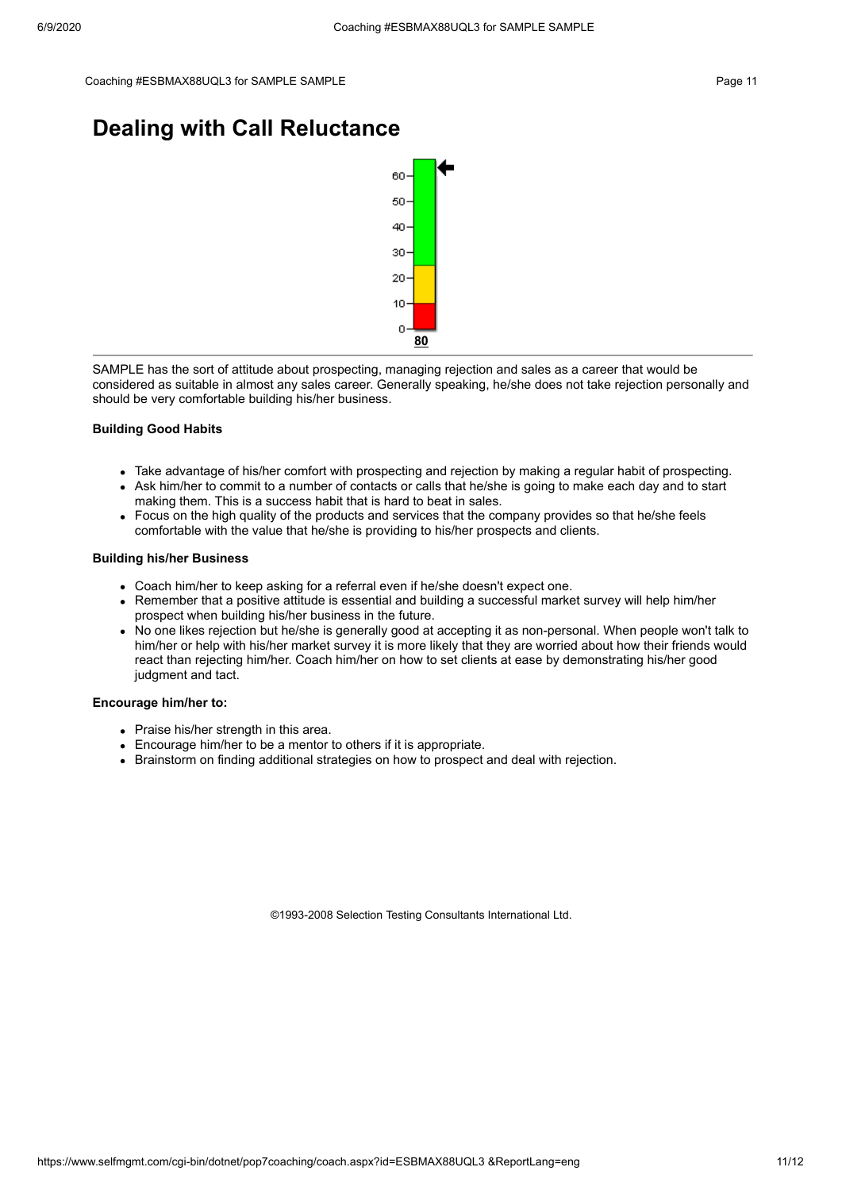# Dealing with Call Reluctance

**80**

SAMPLE has the sort of attitude about prospecting, managing rejection and sales as a career that would be considered as suitable in almost any sales career. Generally speaking, he/she does not take rejection personally and should be very comfortable building his/her business.

**Building Good Habits**

- Take advantage of his/her comfort with prospecting and rejection by making a regular habit of prospecting.
- Ask him/her to commit to a number of contacts or calls that he/she is going to make each day and to start making them. This is a success habit that is hard to beat in sales.
- Focus on the high quality of the products and services that the company provides so that he/she feels comfortable with the value that he/she is providing to his/her prospects and clients.

**Building his/her Business**

- Coach him/her to keep asking for a referral even if he/she doesn't expect one.
- Remember that a positive attitude is essential and building a successful market survey will help him/her prospect when building his/her business in the future.
- No one likes rejection but he/she is generally good at accepting it as non-personal. When people won't talk to him/her or help with his/her market survey it is more likely that they are worried about how their friends would react than rejecting him/her. Coach him/her on how to set clients at ease by demonstrating his/her good judgment and tact.

**Encourage him/her to:**

- Praise his/her strength in this area.
- Encourage him/her to be a mentor to others if it is appropriate.
- Brainstorm on finding additional strategies on how to prospect and deal with rejection.

©1993-2008 Selection Testing Consultants International Ltd.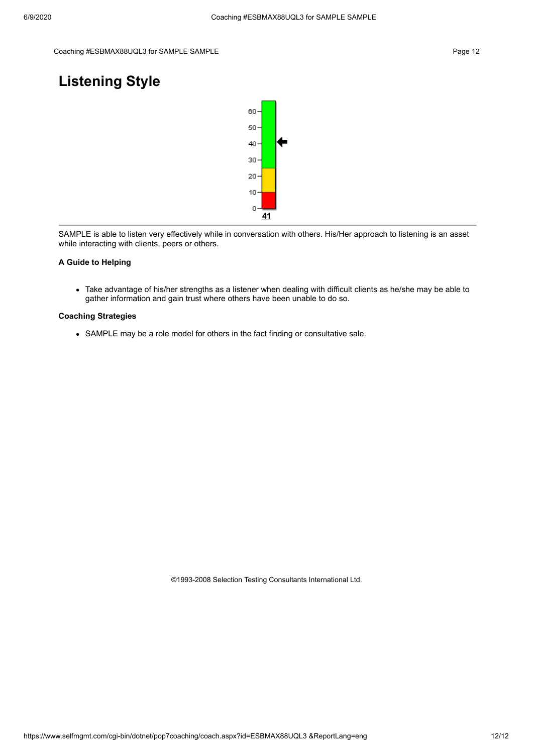# Listening Style

41

SAMPLE is able to listen very effectively while in conversation with others. His/Her approach to listening is an asset while interacting with clients, peers or others.

**A Guide to Helping**

- Take advantage of his/her strengths as a listener when dealing with difficult clients as he/she may be able to gather information and gain trust where others have been unable to do so.

**Coaching Strategies**

- SAMPLE may be a role model for others in the fact finding or consultative sale.

©1993-2008 Selection Testing Consultants International Ltd.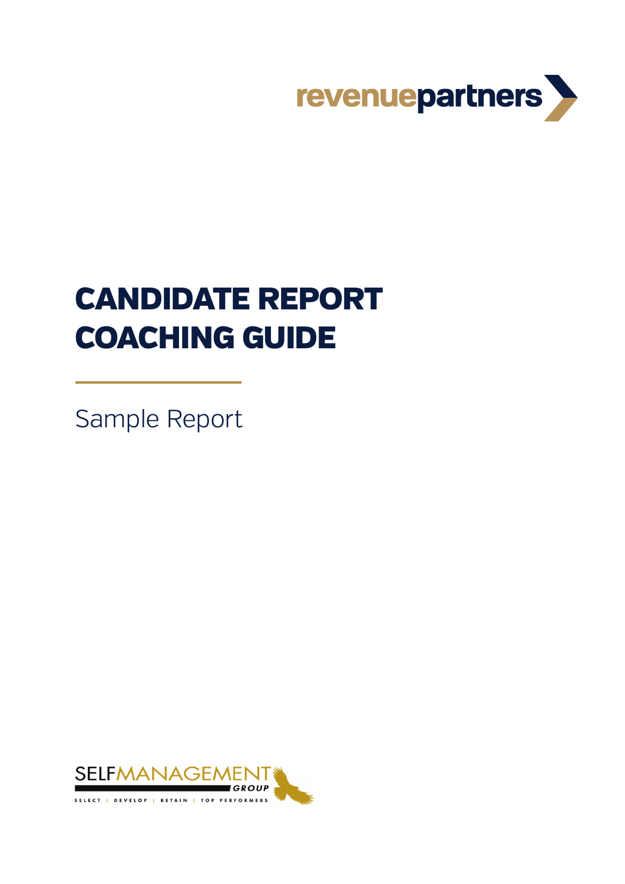revenuepartners

# CANDIDATE REPORT COACHING GUIDE

Sample Report

SELFMANAGEMENT GROUP

SELECT | DEVELOP | RETAIN | TOP PERFORMERS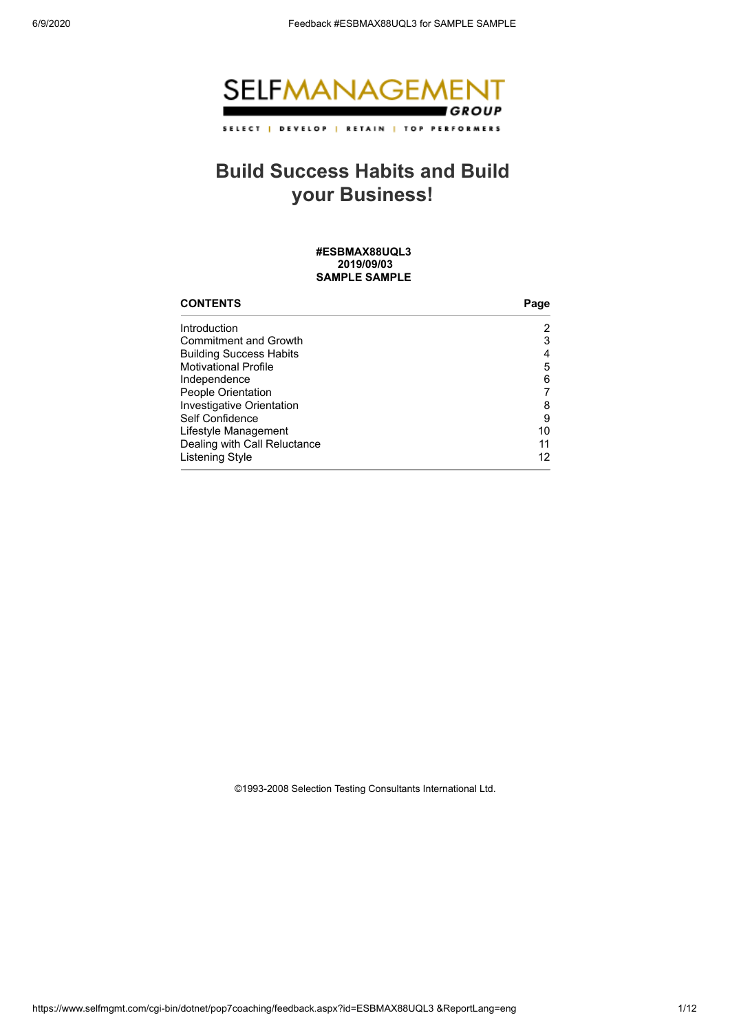SELFMANAGEMENT GROUP

SELECT | DEVELOP | RETAIN | TOP PERFORMERS

# Build Success Habits and Build your Business!

**#ESBMAX88UQL3**
**2019/09/03**
**SAMPLE SAMPLE**

| CONTENTS | Page |
|---|---|
| Introduction | 2 |
| Commitment and Growth | 3 |
| Building Success Habits | 4 |
| Motivational Profile | 5 |
| Independence | 6 |
| People Orientation | 7 |
| Investigative Orientation | 8 |
| Self Confidence | 9 |
| Lifestyle Management | 10 |
| Dealing with Call Reluctance | 11 |
| Listening Style | 12 |

©1993-2008 Selection Testing Consultants International Ltd.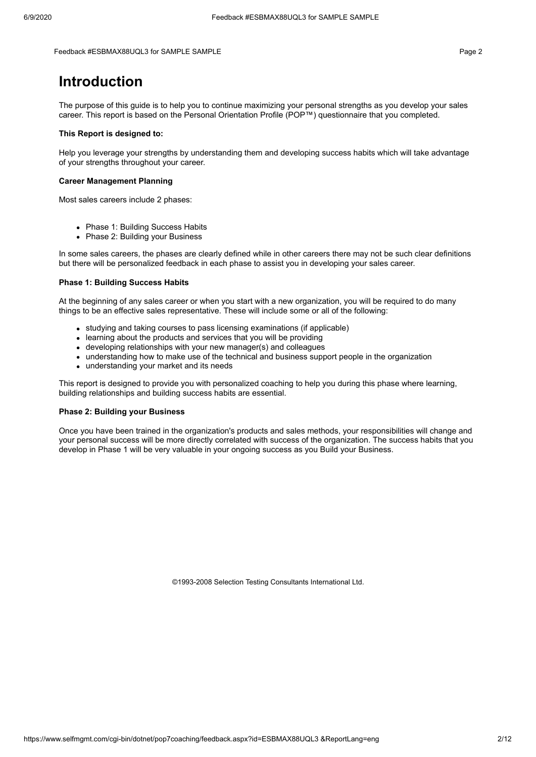# Introduction

The purpose of this guide is to help you to continue maximizing your personal strengths as you develop your sales career. This report is based on the Personal Orientation Profile (POP™) questionnaire that you completed.

**This Report is designed to:**

Help you leverage your strengths by understanding them and developing success habits which will take advantage of your strengths throughout your career.

**Career Management Planning**

Most sales careers include 2 phases:

- Phase 1: Building Success Habits
- Phase 2: Building your Business

In some sales careers, the phases are clearly defined while in other careers there may not be such clear definitions but there will be personalized feedback in each phase to assist you in developing your sales career.

**Phase 1: Building Success Habits**

At the beginning of any sales career or when you start with a new organization, you will be required to do many things to be an effective sales representative. These will include some or all of the following:

- studying and taking courses to pass licensing examinations (if applicable)
- learning about the products and services that you will be providing
- developing relationships with your new manager(s) and colleagues
- understanding how to make use of the technical and business support people in the organization
- understanding your market and its needs

This report is designed to provide you with personalized coaching to help you during this phase where learning, building relationships and building success habits are essential.

**Phase 2: Building your Business**

Once you have been trained in the organization's products and sales methods, your responsibilities will change and your personal success will be more directly correlated with success of the organization. The success habits that you develop in Phase 1 will be very valuable in your ongoing success as you Build your Business.

©1993-2008 Selection Testing Consultants International Ltd.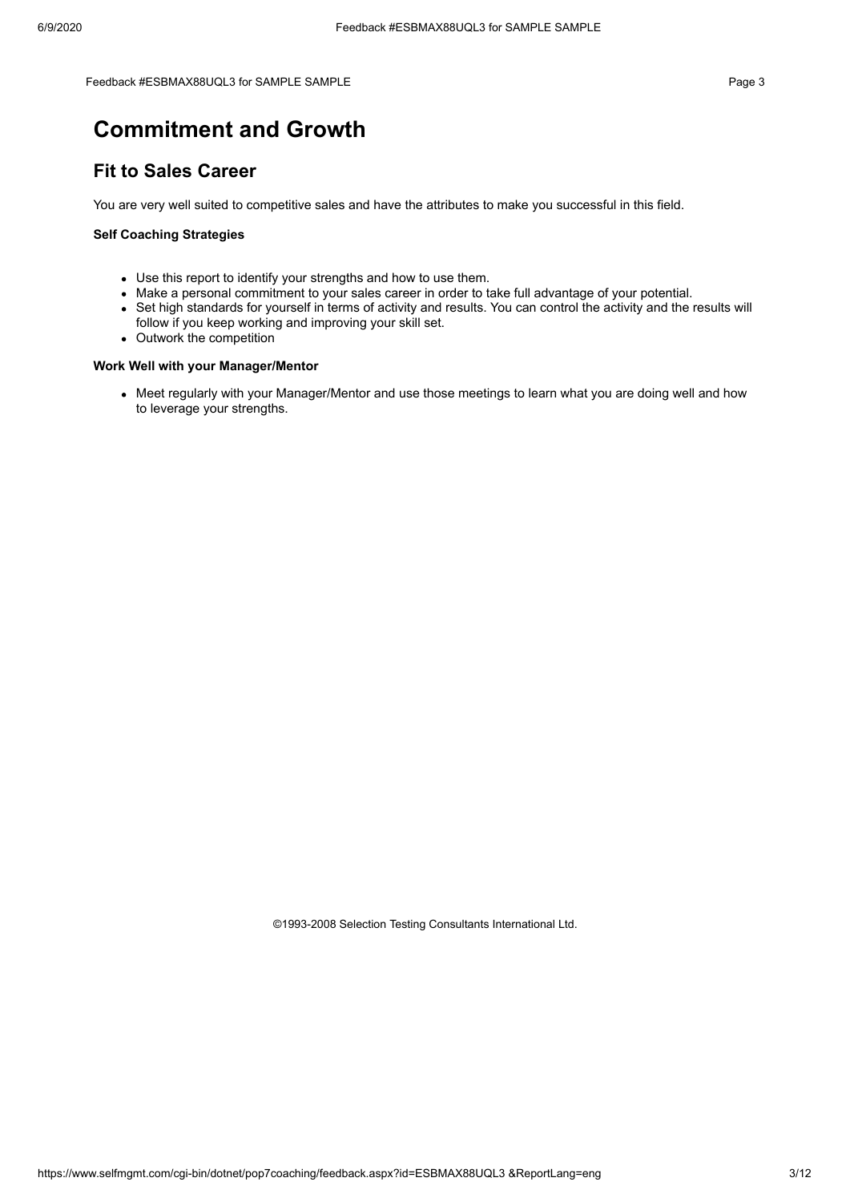# Commitment and Growth

## Fit to Sales Career

You are very well suited to competitive sales and have the attributes to make you successful in this field.

**Self Coaching Strategies**

- Use this report to identify your strengths and how to use them.
- Make a personal commitment to your sales career in order to take full advantage of your potential.
- Set high standards for yourself in terms of activity and results. You can control the activity and the results will follow if you keep working and improving your skill set.
- Outwork the competition

**Work Well with your Manager/Mentor**

- Meet regularly with your Manager/Mentor and use those meetings to learn what you are doing well and how to leverage your strengths.

©1993-2008 Selection Testing Consultants International Ltd.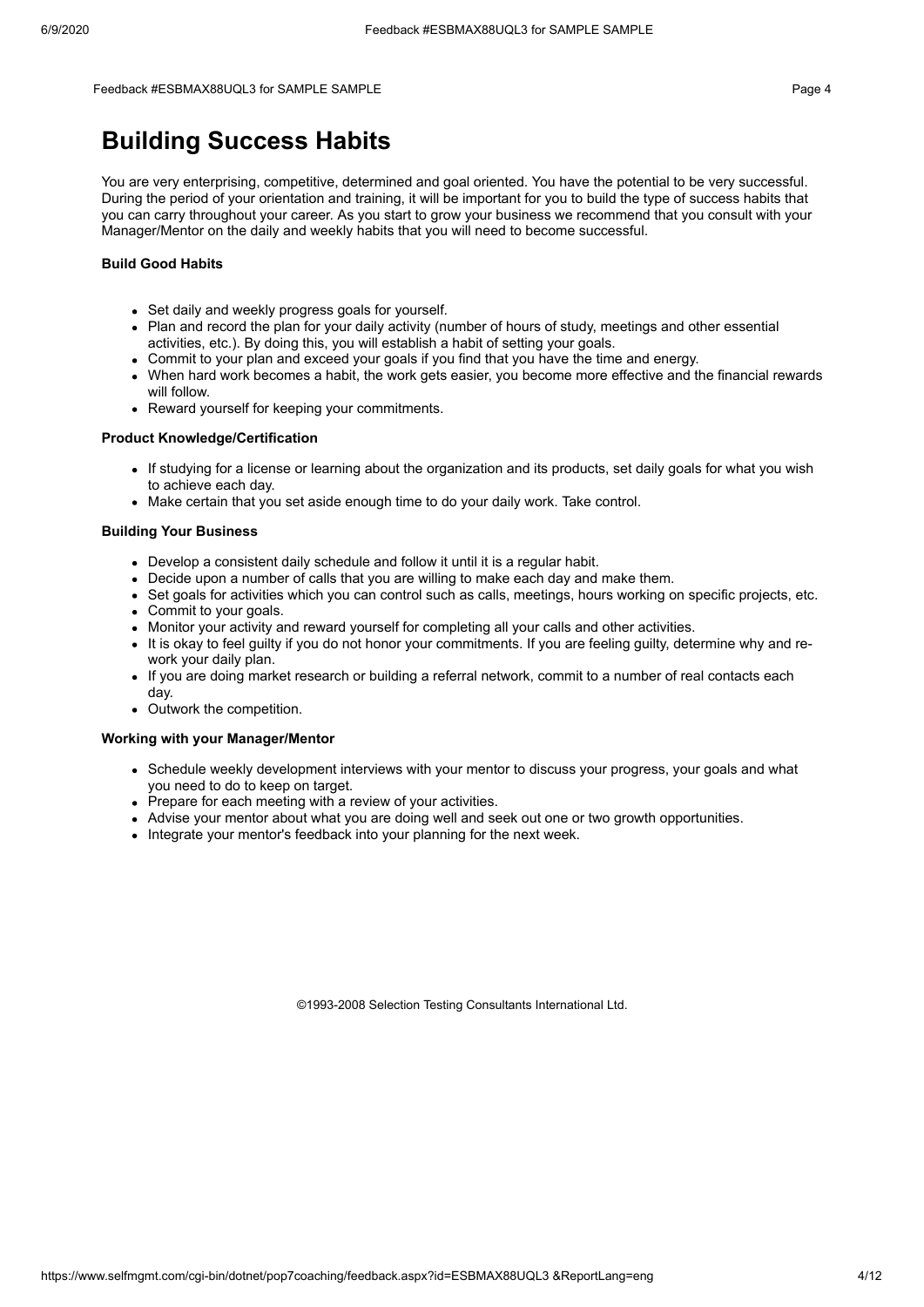# Building Success Habits

You are very enterprising, competitive, determined and goal oriented. You have the potential to be very successful. During the period of your orientation and training, it will be important for you to build the type of success habits that you can carry throughout your career. As you start to grow your business we recommend that you consult with your Manager/Mentor on the daily and weekly habits that you will need to become successful.

**Build Good Habits**

- Set daily and weekly progress goals for yourself.
- Plan and record the plan for your daily activity (number of hours of study, meetings and other essential activities, etc.). By doing this, you will establish a habit of setting your goals.
- Commit to your plan and exceed your goals if you find that you have the time and energy.
- When hard work becomes a habit, the work gets easier, you become more effective and the financial rewards will follow.
- Reward yourself for keeping your commitments.

**Product Knowledge/Certification**

- If studying for a license or learning about the organization and its products, set daily goals for what you wish to achieve each day.
- Make certain that you set aside enough time to do your daily work. Take control.

**Building Your Business**

- Develop a consistent daily schedule and follow it until it is a regular habit.
- Decide upon a number of calls that you are willing to make each day and make them.
- Set goals for activities which you can control such as calls, meetings, hours working on specific projects, etc.
- Commit to your goals.
- Monitor your activity and reward yourself for completing all your calls and other activities.
- It is okay to feel guilty if you do not honor your commitments. If you are feeling guilty, determine why and re-work your daily plan.
- If you are doing market research or building a referral network, commit to a number of real contacts each day.
- Outwork the competition.

**Working with your Manager/Mentor**

- Schedule weekly development interviews with your mentor to discuss your progress, your goals and what you need to do to keep on target.
- Prepare for each meeting with a review of your activities.
- Advise your mentor about what you are doing well and seek out one or two growth opportunities.
- Integrate your mentor's feedback into your planning for the next week.

©1993-2008 Selection Testing Consultants International Ltd.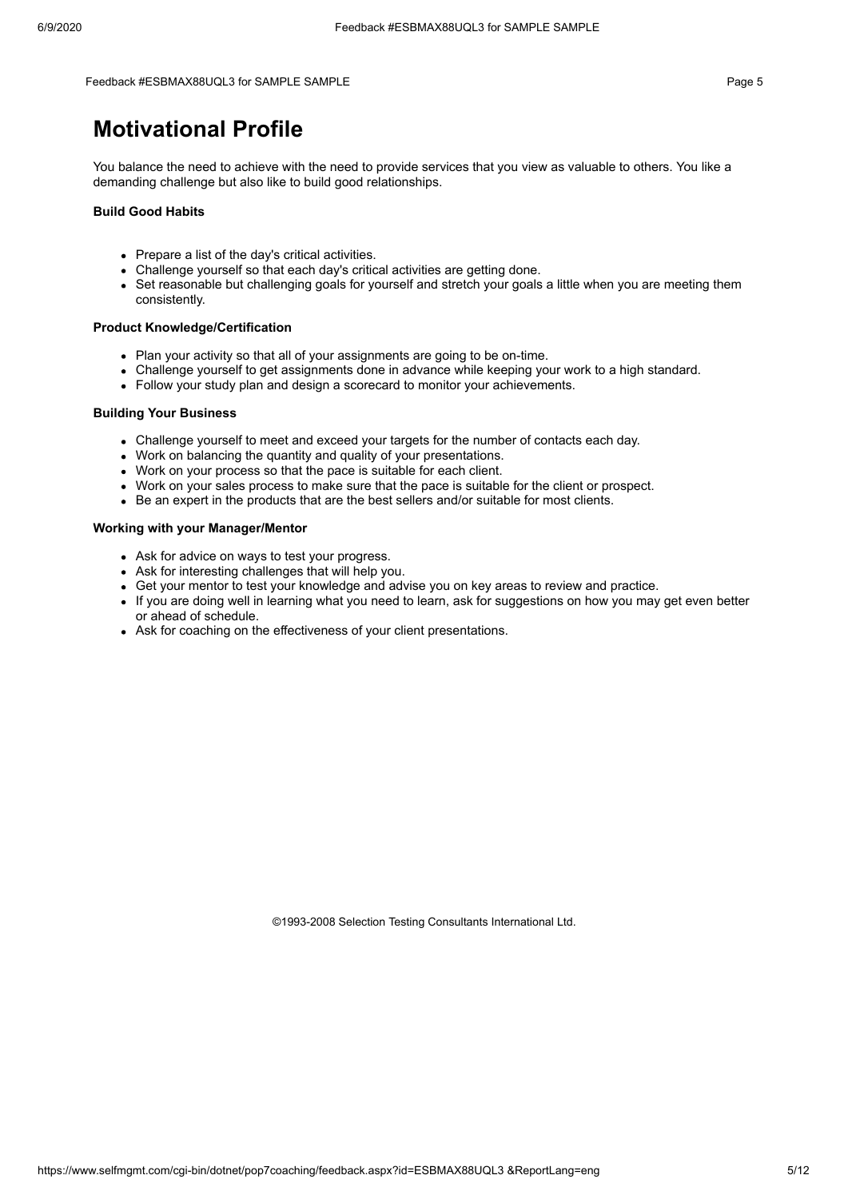# Motivational Profile

You balance the need to achieve with the need to provide services that you view as valuable to others. You like a demanding challenge but also like to build good relationships.

**Build Good Habits**

- Prepare a list of the day's critical activities.
- Challenge yourself so that each day's critical activities are getting done.
- Set reasonable but challenging goals for yourself and stretch your goals a little when you are meeting them consistently.

**Product Knowledge/Certification**

- Plan your activity so that all of your assignments are going to be on-time.
- Challenge yourself to get assignments done in advance while keeping your work to a high standard.
- Follow your study plan and design a scorecard to monitor your achievements.

**Building Your Business**

- Challenge yourself to meet and exceed your targets for the number of contacts each day.
- Work on balancing the quantity and quality of your presentations.
- Work on your process so that the pace is suitable for each client.
- Work on your sales process to make sure that the pace is suitable for the client or prospect.
- Be an expert in the products that are the best sellers and/or suitable for most clients.

**Working with your Manager/Mentor**

- Ask for advice on ways to test your progress.
- Ask for interesting challenges that will help you.
- Get your mentor to test your knowledge and advise you on key areas to review and practice.
- If you are doing well in learning what you need to learn, ask for suggestions on how you may get even better or ahead of schedule.
- Ask for coaching on the effectiveness of your client presentations.

©1993-2008 Selection Testing Consultants International Ltd.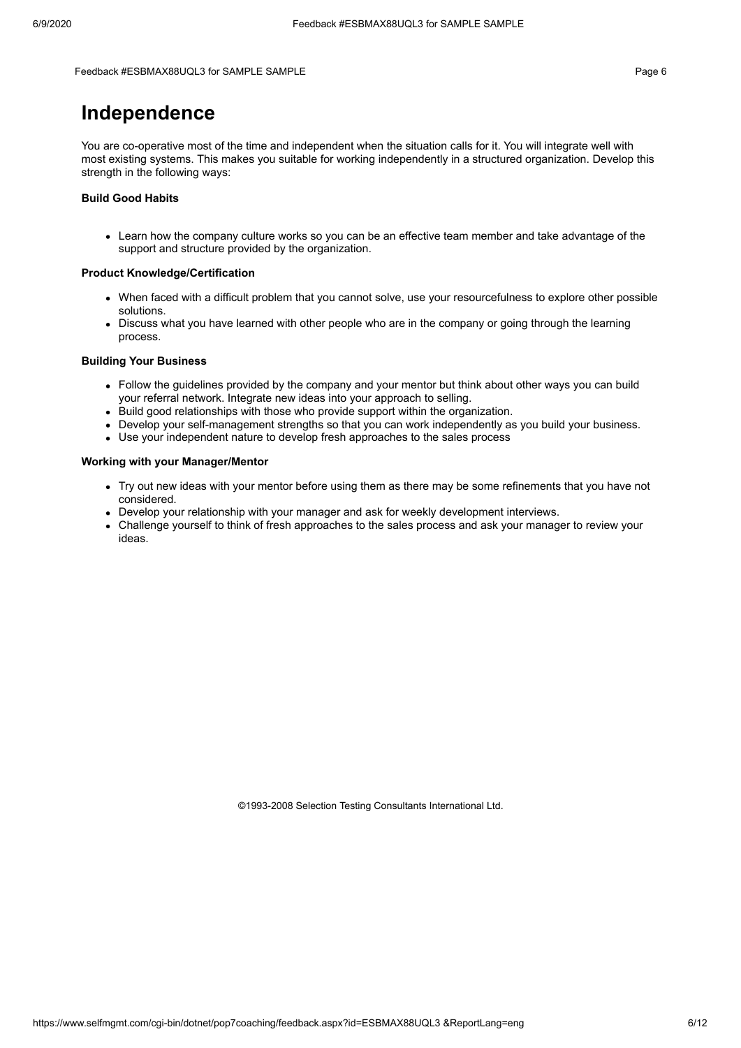# Independence

You are co-operative most of the time and independent when the situation calls for it. You will integrate well with most existing systems. This makes you suitable for working independently in a structured organization. Develop this strength in the following ways:

**Build Good Habits**

- Learn how the company culture works so you can be an effective team member and take advantage of the support and structure provided by the organization.

**Product Knowledge/Certification**

- When faced with a difficult problem that you cannot solve, use your resourcefulness to explore other possible solutions.
- Discuss what you have learned with other people who are in the company or going through the learning process.

**Building Your Business**

- Follow the guidelines provided by the company and your mentor but think about other ways you can build your referral network. Integrate new ideas into your approach to selling.
- Build good relationships with those who provide support within the organization.
- Develop your self-management strengths so that you can work independently as you build your business.
- Use your independent nature to develop fresh approaches to the sales process

**Working with your Manager/Mentor**

- Try out new ideas with your mentor before using them as there may be some refinements that you have not considered.
- Develop your relationship with your manager and ask for weekly development interviews.
- Challenge yourself to think of fresh approaches to the sales process and ask your manager to review your ideas.

©1993-2008 Selection Testing Consultants International Ltd.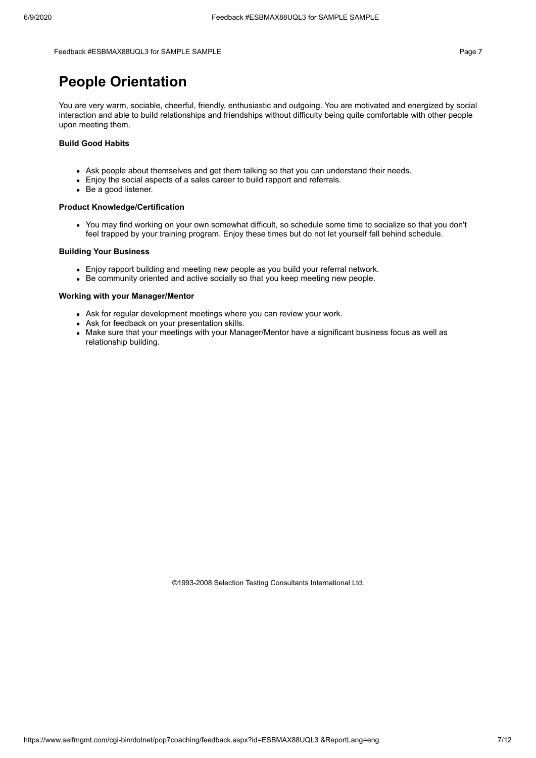# People Orientation

You are very warm, sociable, cheerful, friendly, enthusiastic and outgoing. You are motivated and energized by social interaction and able to build relationships and friendships without difficulty being quite comfortable with other people upon meeting them.

**Build Good Habits**

- Ask people about themselves and get them talking so that you can understand their needs.
- Enjoy the social aspects of a sales career to build rapport and referrals.
- Be a good listener.

**Product Knowledge/Certification**

- You may find working on your own somewhat difficult, so schedule some time to socialize so that you don't feel trapped by your training program. Enjoy these times but do not let yourself fall behind schedule.

**Building Your Business**

- Enjoy rapport building and meeting new people as you build your referral network.
- Be community oriented and active socially so that you keep meeting new people.

**Working with your Manager/Mentor**

- Ask for regular development meetings where you can review your work.
- Ask for feedback on your presentation skills.
- Make sure that your meetings with your Manager/Mentor have a significant business focus as well as relationship building.

©1993-2008 Selection Testing Consultants International Ltd.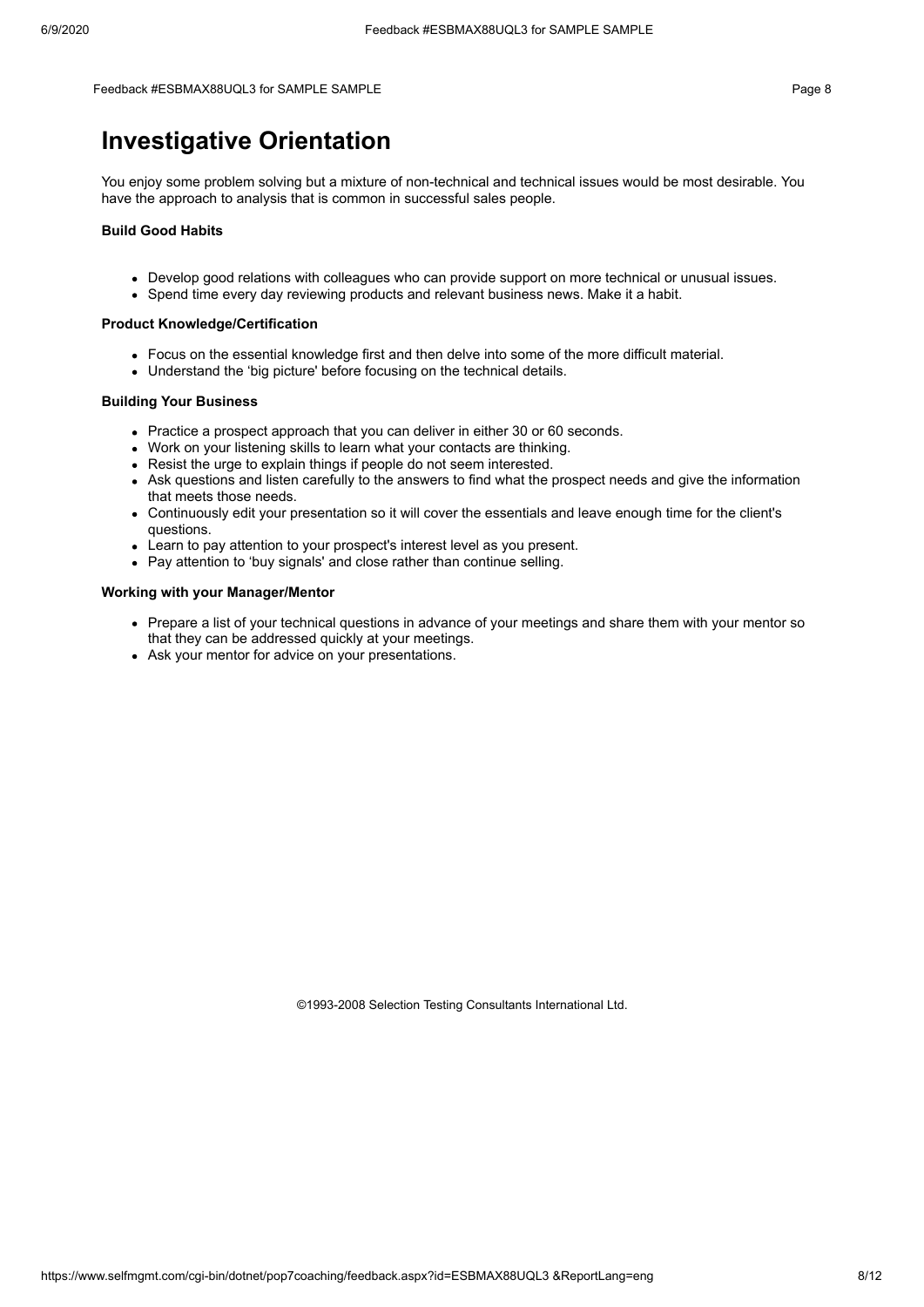# Investigative Orientation

You enjoy some problem solving but a mixture of non-technical and technical issues would be most desirable. You have the approach to analysis that is common in successful sales people.

**Build Good Habits**

- Develop good relations with colleagues who can provide support on more technical or unusual issues.
- Spend time every day reviewing products and relevant business news. Make it a habit.

**Product Knowledge/Certification**

- Focus on the essential knowledge first and then delve into some of the more difficult material.
- Understand the 'big picture' before focusing on the technical details.

**Building Your Business**

- Practice a prospect approach that you can deliver in either 30 or 60 seconds.
- Work on your listening skills to learn what your contacts are thinking.
- Resist the urge to explain things if people do not seem interested.
- Ask questions and listen carefully to the answers to find what the prospect needs and give the information that meets those needs.
- Continuously edit your presentation so it will cover the essentials and leave enough time for the client's questions.
- Learn to pay attention to your prospect's interest level as you present.
- Pay attention to 'buy signals' and close rather than continue selling.

**Working with your Manager/Mentor**

- Prepare a list of your technical questions in advance of your meetings and share them with your mentor so that they can be addressed quickly at your meetings.
- Ask your mentor for advice on your presentations.

©1993-2008 Selection Testing Consultants International Ltd.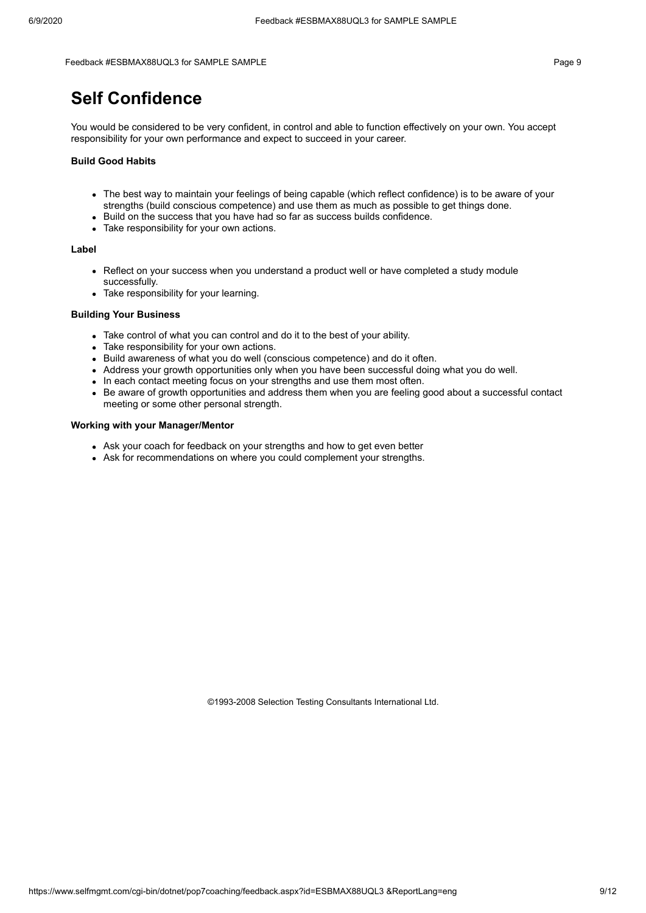# Self Confidence

You would be considered to be very confident, in control and able to function effectively on your own. You accept responsibility for your own performance and expect to succeed in your career.

**Build Good Habits**

- The best way to maintain your feelings of being capable (which reflect confidence) is to be aware of your strengths (build conscious competence) and use them as much as possible to get things done.
- Build on the success that you have had so far as success builds confidence.
- Take responsibility for your own actions.

**Label**

- Reflect on your success when you understand a product well or have completed a study module successfully.
- Take responsibility for your learning.

**Building Your Business**

- Take control of what you can control and do it to the best of your ability.
- Take responsibility for your own actions.
- Build awareness of what you do well (conscious competence) and do it often.
- Address your growth opportunities only when you have been successful doing what you do well.
- In each contact meeting focus on your strengths and use them most often.
- Be aware of growth opportunities and address them when you are feeling good about a successful contact meeting or some other personal strength.

**Working with your Manager/Mentor**

- Ask your coach for feedback on your strengths and how to get even better
- Ask for recommendations on where you could complement your strengths.

©1993-2008 Selection Testing Consultants International Ltd.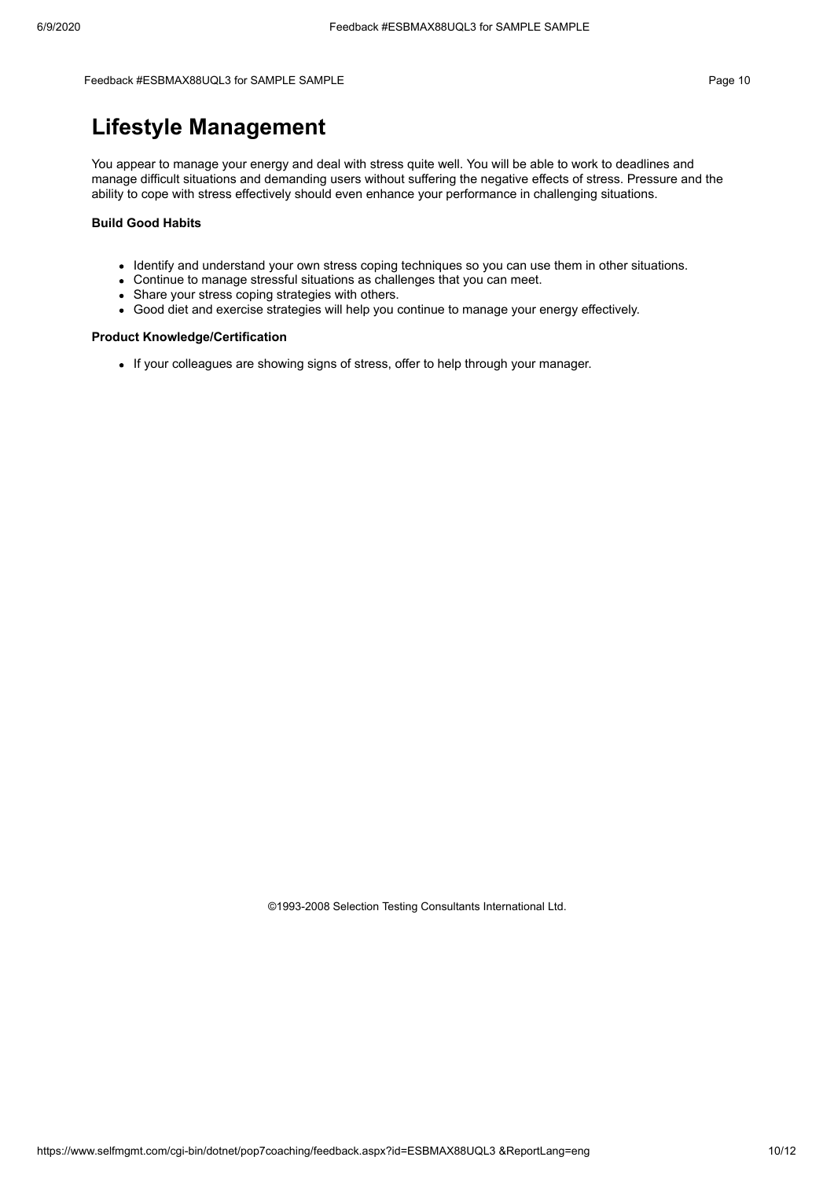# Lifestyle Management

You appear to manage your energy and deal with stress quite well. You will be able to work to deadlines and manage difficult situations and demanding users without suffering the negative effects of stress. Pressure and the ability to cope with stress effectively should even enhance your performance in challenging situations.

**Build Good Habits**

- Identify and understand your own stress coping techniques so you can use them in other situations.
- Continue to manage stressful situations as challenges that you can meet.
- Share your stress coping strategies with others.
- Good diet and exercise strategies will help you continue to manage your energy effectively.

**Product Knowledge/Certification**

- If your colleagues are showing signs of stress, offer to help through your manager.

©1993-2008 Selection Testing Consultants International Ltd.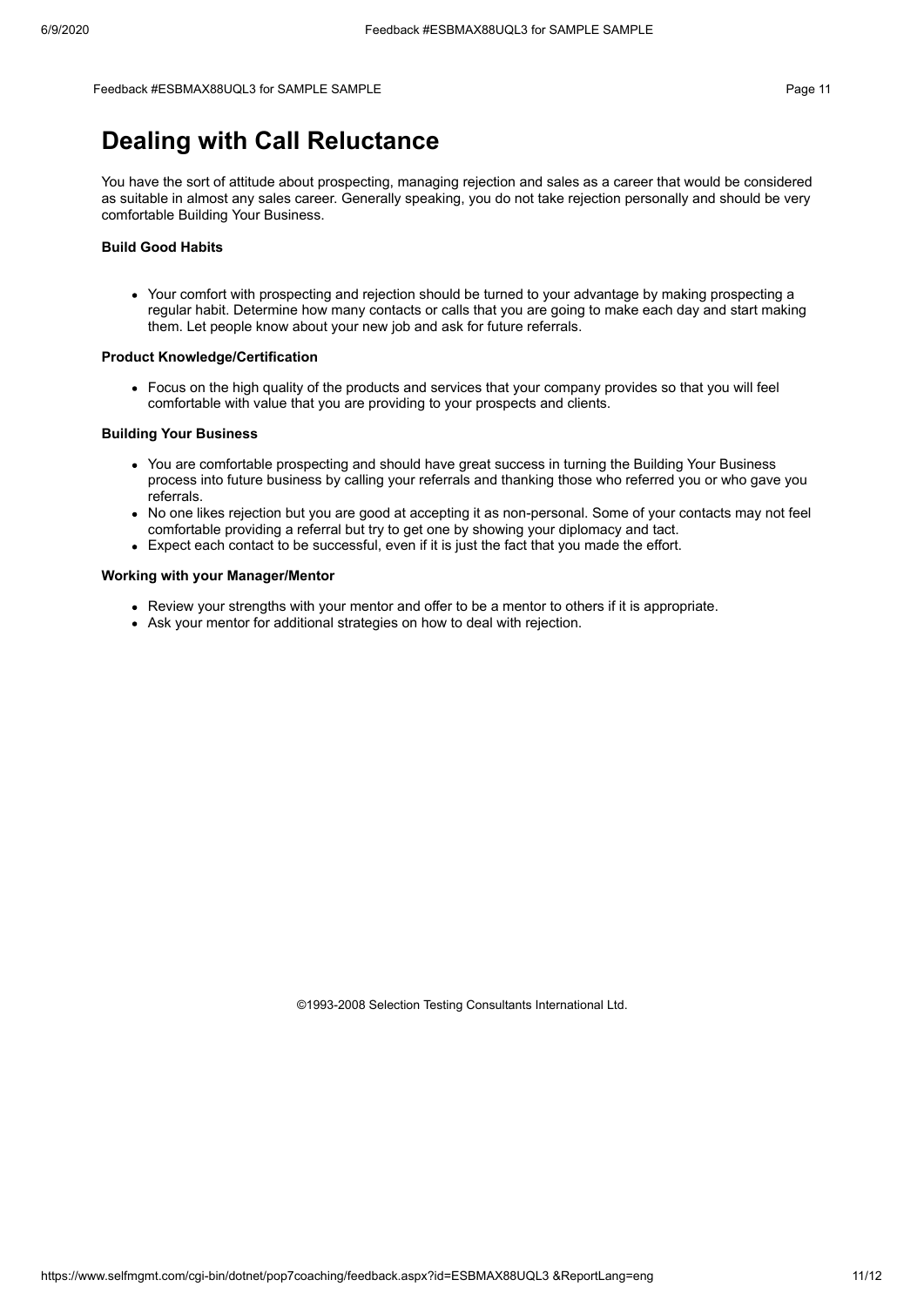# Dealing with Call Reluctance

You have the sort of attitude about prospecting, managing rejection and sales as a career that would be considered as suitable in almost any sales career. Generally speaking, you do not take rejection personally and should be very comfortable Building Your Business.

**Build Good Habits**

- Your comfort with prospecting and rejection should be turned to your advantage by making prospecting a regular habit. Determine how many contacts or calls that you are going to make each day and start making them. Let people know about your new job and ask for future referrals.

**Product Knowledge/Certification**

- Focus on the high quality of the products and services that your company provides so that you will feel comfortable with value that you are providing to your prospects and clients.

**Building Your Business**

- You are comfortable prospecting and should have great success in turning the Building Your Business process into future business by calling your referrals and thanking those who referred you or who gave you referrals.
- No one likes rejection but you are good at accepting it as non-personal. Some of your contacts may not feel comfortable providing a referral but try to get one by showing your diplomacy and tact.
- Expect each contact to be successful, even if it is just the fact that you made the effort.

**Working with your Manager/Mentor**

- Review your strengths with your mentor and offer to be a mentor to others if it is appropriate.
- Ask your mentor for additional strategies on how to deal with rejection.

©1993-2008 Selection Testing Consultants International Ltd.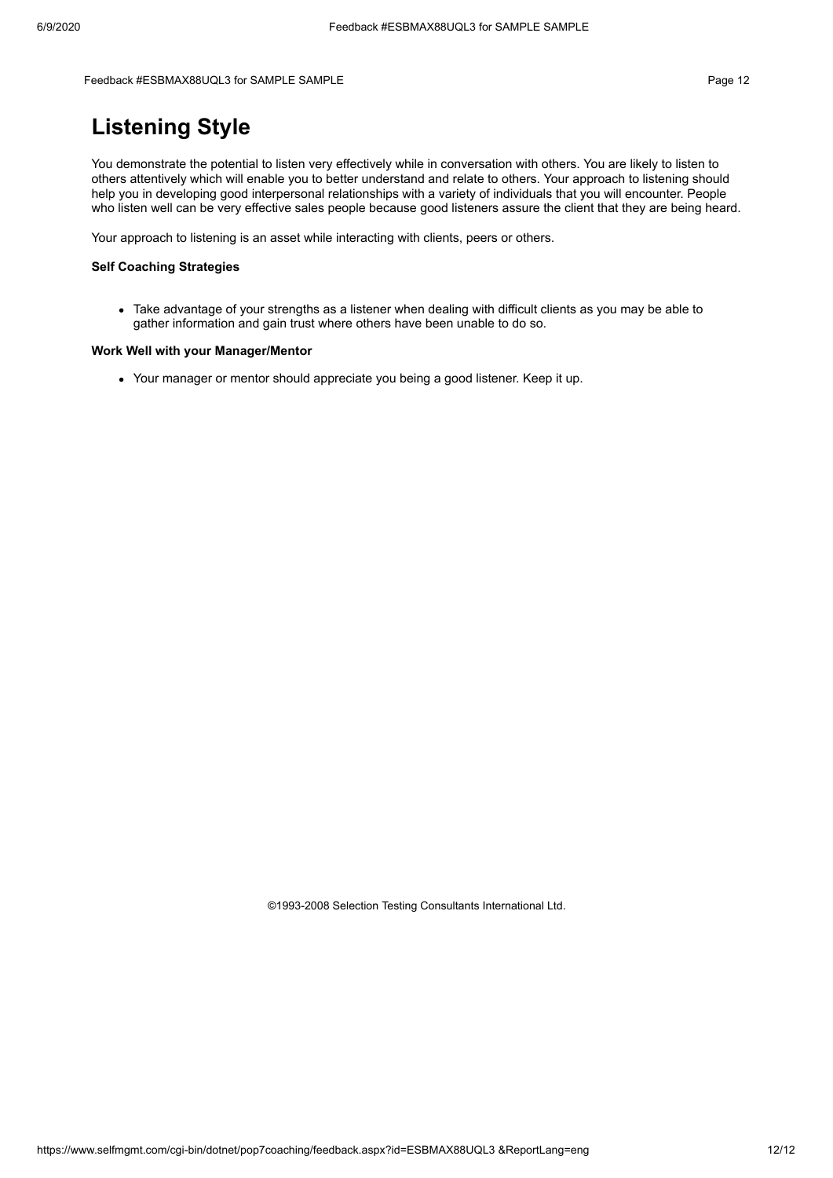# Listening Style

You demonstrate the potential to listen very effectively while in conversation with others. You are likely to listen to others attentively which will enable you to better understand and relate to others. Your approach to listening should help you in developing good interpersonal relationships with a variety of individuals that you will encounter. People who listen well can be very effective sales people because good listeners assure the client that they are being heard.

Your approach to listening is an asset while interacting with clients, peers or others.

**Self Coaching Strategies**

- Take advantage of your strengths as a listener when dealing with difficult clients as you may be able to gather information and gain trust where others have been unable to do so.

**Work Well with your Manager/Mentor**

- Your manager or mentor should appreciate you being a good listener. Keep it up.

©1993-2008 Selection Testing Consultants International Ltd.